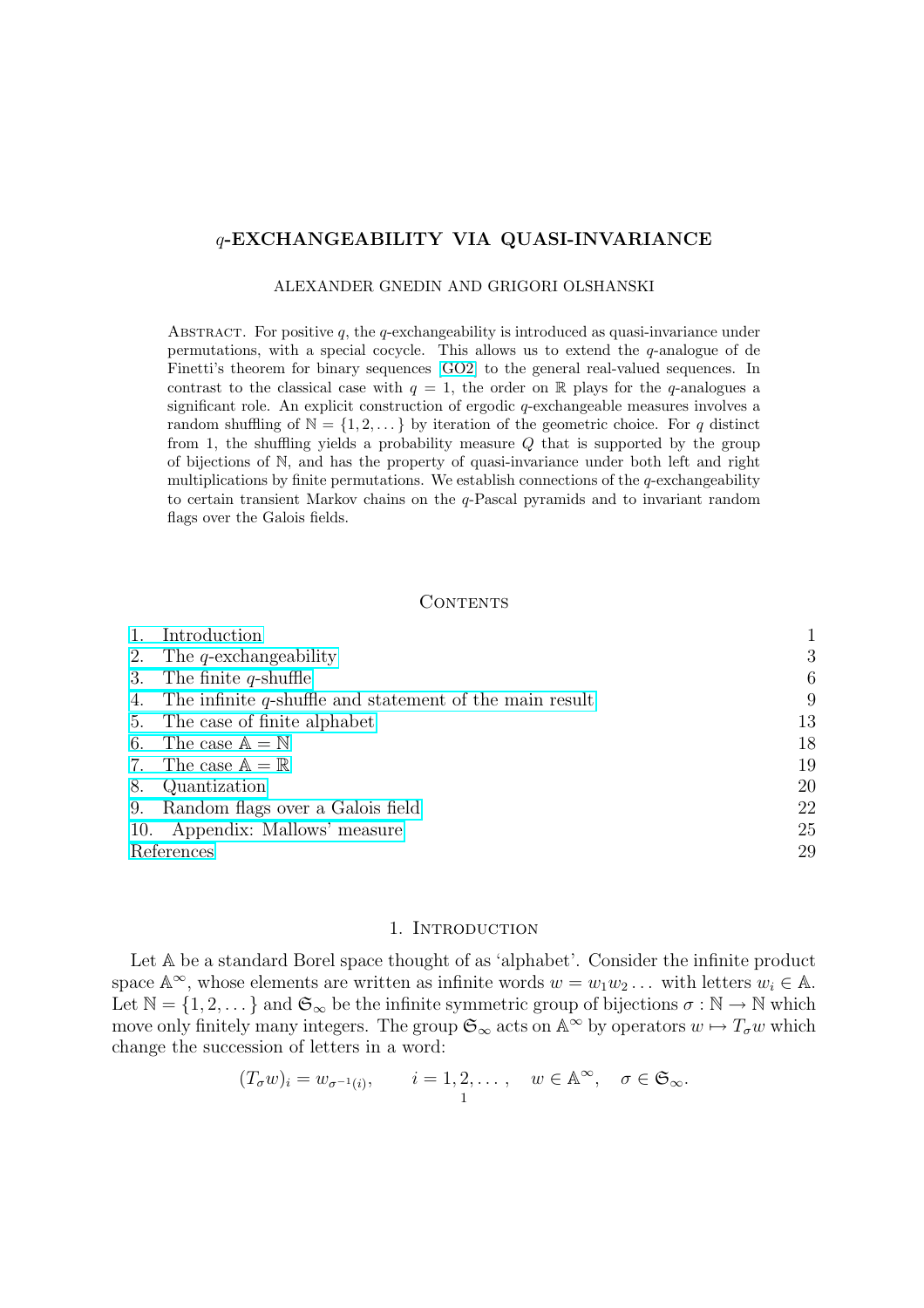# $q$-EXCHANGEABILITY VIA QUASI-INVARIANCE

ALEXANDER GNEDIN AND GRIGORI OLSHANSKI

Abstract. For positive $q$, the $q$-exchangeability is introduced as quasi-invariance under permutations, with a special cocycle. This allows us to extend the $q$-analogue of de Finetti's theorem for binary sequences [GO2] to the general real-valued sequences. In contrast to the classical case with $q = 1$, the order on $\mathbb{R}$ plays for the $q$-analogues a significant role. An explicit construction of ergodic $q$-exchangeable measures involves a random shuffling of $\mathbb{N} = \{1, 2, \dots\}$ by iteration of the geometric choice. For $q$ distinct from 1, the shuffling yields a probability measure $Q$ that is supported by the group of bijections of $\mathbb{N}$, and has the property of quasi-invariance under both left and right multiplications by finite permutations. We establish connections of the $q$-exchangeability to certain transient Markov chains on the $q$-Pascal pyramids and to invariant random flags over the Galois fields.

Contents

| | |
|---|---|
| 1. Introduction | 1 |
| 2. The $q$-exchangeability | 3 |
| 3. The finite $q$-shuffle | 6 |
| 4. The infinite $q$-shuffle and statement of the main result | 9 |
| 5. The case of finite alphabet | 13 |
| 6. The case $\mathbb{A} = \mathbb{N}$ | 18 |
| 7. The case $\mathbb{A} = \mathbb{R}$ | 19 |
| 8. Quantization | 20 |
| 9. Random flags over a Galois field | 22 |
| 10. Appendix: Mallows' measure | 25 |
| References | 29 |

## 1. Introduction

Let $\mathbb{A}$ be a standard Borel space thought of as 'alphabet'. Consider the infinite product space $\mathbb{A}^\infty$, whose elements are written as infinite words $w = w_1 w_2 \dots$ with letters $w_i \in \mathbb{A}$. Let $\mathbb{N} = \{1, 2, \dots\}$ and $\mathfrak{S}_\infty$ be the infinite symmetric group of bijections $\sigma : \mathbb{N} \to \mathbb{N}$ which move only finitely many integers. The group $\mathfrak{S}_\infty$ acts on $\mathbb{A}^\infty$ by operators $w \mapsto T_\sigma w$ which change the succession of letters in a word:

$$(T_\sigma w)_i = w_{\sigma^{-1}(i)}, \qquad i = 1, 2, \dots, \quad w \in \mathbb{A}^\infty, \quad \sigma \in \mathfrak{S}_\infty.$$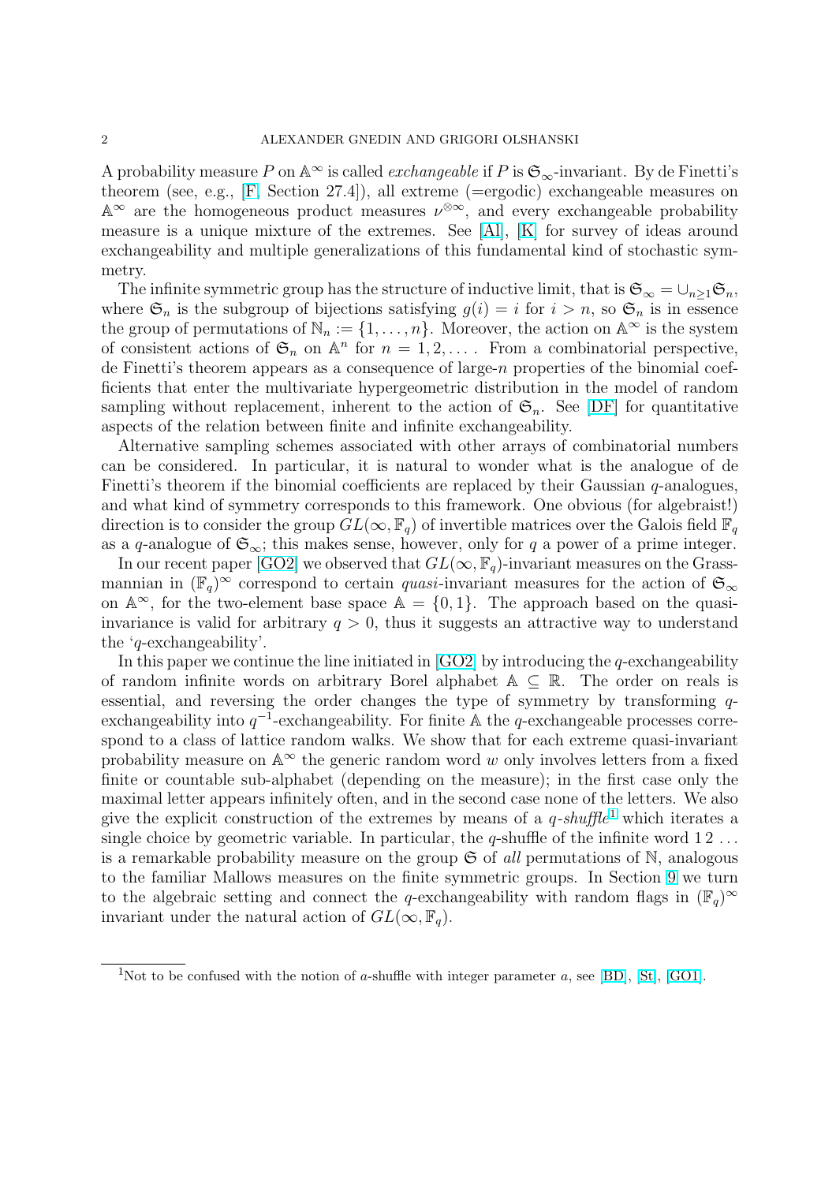A probability measure $P$ on $\mathbb{A}^\infty$ is called *exchangeable* if $P$ is $\mathfrak{S}_\infty$-invariant. By de Finetti's theorem (see, e.g., [F, Section 27.4]), all extreme (=ergodic) exchangeable measures on $\mathbb{A}^\infty$ are the homogeneous product measures $\nu^{\otimes\infty}$, and every exchangeable probability measure is a unique mixture of the extremes. See [Al], [K] for survey of ideas around exchangeability and multiple generalizations of this fundamental kind of stochastic symmetry.

The infinite symmetric group has the structure of inductive limit, that is $\mathfrak{S}_\infty = \cup_{n\geq 1}\mathfrak{S}_n$, where $\mathfrak{S}_n$ is the subgroup of bijections satisfying $g(i) = i$ for $i > n$, so $\mathfrak{S}_n$ is in essence the group of permutations of $\mathbb{N}_n := \{1, \dots, n\}$. Moreover, the action on $\mathbb{A}^\infty$ is the system of consistent actions of $\mathfrak{S}_n$ on $\mathbb{A}^n$ for $n = 1, 2, \dots$. From a combinatorial perspective, de Finetti's theorem appears as a consequence of large-$n$ properties of the binomial coefficients that enter the multivariate hypergeometric distribution in the model of random sampling without replacement, inherent to the action of $\mathfrak{S}_n$. See [DF] for quantitative aspects of the relation between finite and infinite exchangeability.

Alternative sampling schemes associated with other arrays of combinatorial numbers can be considered. In particular, it is natural to wonder what is the analogue of de Finetti's theorem if the binomial coefficients are replaced by their Gaussian $q$-analogues, and what kind of symmetry corresponds to this framework. One obvious (for algebraist!) direction is to consider the group $GL(\infty, \mathbb{F}_q)$ of invertible matrices over the Galois field $\mathbb{F}_q$ as a $q$-analogue of $\mathfrak{S}_\infty$; this makes sense, however, only for $q$ a power of a prime integer.

In our recent paper [GO2] we observed that $GL(\infty, \mathbb{F}_q)$-invariant measures on the Grassmannian in $(\mathbb{F}_q)^\infty$ correspond to certain *quasi*-invariant measures for the action of $\mathfrak{S}_\infty$ on $\mathbb{A}^\infty$, for the two-element base space $\mathbb{A} = \{0, 1\}$. The approach based on the quasi-invariance is valid for arbitrary $q > 0$, thus it suggests an attractive way to understand the '$q$-exchangeability'.

In this paper we continue the line initiated in [GO2] by introducing the $q$-exchangeability of random infinite words on arbitrary Borel alphabet $\mathbb{A} \subseteq \mathbb{R}$. The order on reals is essential, and reversing the order changes the type of symmetry by transforming $q$-exchangeability into $q^{-1}$-exchangeability. For finite $\mathbb{A}$ the $q$-exchangeable processes correspond to a class of lattice random walks. We show that for each extreme quasi-invariant probability measure on $\mathbb{A}^\infty$ the generic random word $w$ only involves letters from a fixed finite or countable sub-alphabet (depending on the measure); in the first case only the maximal letter appears infinitely often, and in the second case none of the letters. We also give the explicit construction of the extremes by means of a *$q$-shuffle*[1] which iterates a single choice by geometric variable. In particular, the $q$-shuffle of the infinite word $1\,2\,\dots$ is a remarkable probability measure on the group $\mathfrak{S}$ of *all* permutations of $\mathbb{N}$, analogous to the familiar Mallows measures on the finite symmetric groups. In Section 9 we turn to the algebraic setting and connect the $q$-exchangeability with random flags in $(\mathbb{F}_q)^\infty$ invariant under the natural action of $GL(\infty, \mathbb{F}_q)$.

[1] Not to be confused with the notion of $a$-shuffle with integer parameter $a$, see [BD], [St], [GO1].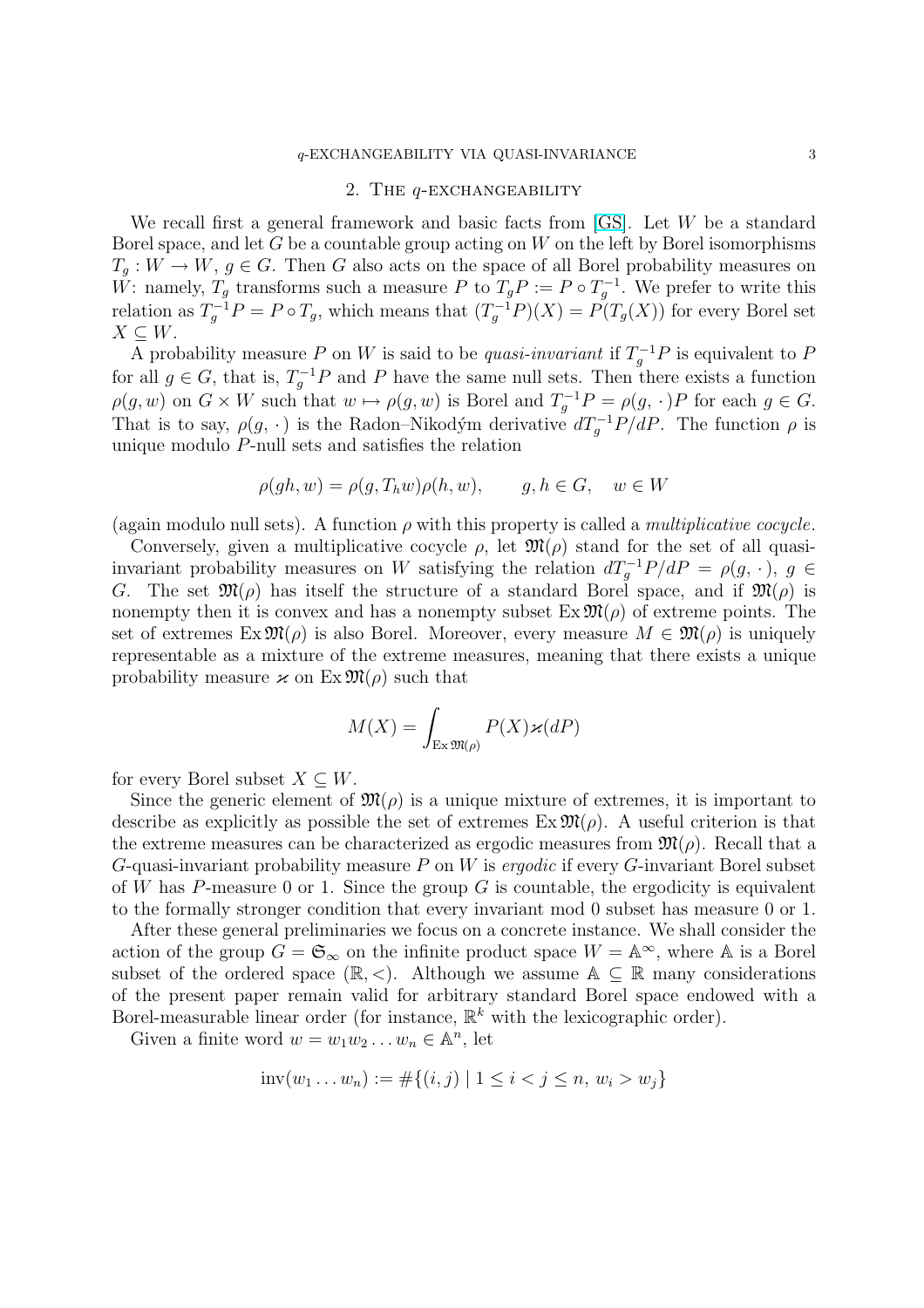## 2. The $q$-exchangeability

We recall first a general framework and basic facts from [GS]. Let $W$ be a standard Borel space, and let $G$ be a countable group acting on $W$ on the left by Borel isomorphisms $T_g : W \to W$, $g \in G$. Then $G$ also acts on the space of all Borel probability measures on $W$: namely, $T_g$ transforms such a measure $P$ to $T_g P := P \circ T_g^{-1}$. We prefer to write this relation as $T_g^{-1} P = P \circ T_g$, which means that $(T_g^{-1}P)(X) = P(T_g(X))$ for every Borel set $X \subseteq W$.

A probability measure $P$ on $W$ is said to be *quasi-invariant* if $T_g^{-1}P$ is equivalent to $P$ for all $g \in G$, that is, $T_g^{-1}P$ and $P$ have the same null sets. Then there exists a function $\rho(g, w)$ on $G \times W$ such that $w \mapsto \rho(g, w)$ is Borel and $T_g^{-1}P = \rho(g, \cdot\,)P$ for each $g \in G$. That is to say, $\rho(g, \cdot\,)$ is the Radon–Nikodým derivative $dT_g^{-1}P/dP$. The function $\rho$ is unique modulo $P$-null sets and satisfies the relation

$$\rho(gh, w) = \rho(g, T_h w)\rho(h, w), \qquad g, h \in G, \quad w \in W$$

(again modulo null sets). A function $\rho$ with this property is called a *multiplicative cocycle*.

Conversely, given a multiplicative cocycle $\rho$, let $\mathfrak{M}(\rho)$ stand for the set of all quasi-invariant probability measures on $W$ satisfying the relation $dT_g^{-1}P/dP = \rho(g, \cdot\,)$, $g \in G$. The set $\mathfrak{M}(\rho)$ has itself the structure of a standard Borel space, and if $\mathfrak{M}(\rho)$ is nonempty then it is convex and has a nonempty subset $\operatorname{Ex}\mathfrak{M}(\rho)$ of extreme points. The set of extremes $\operatorname{Ex}\mathfrak{M}(\rho)$ is also Borel. Moreover, every measure $M \in \mathfrak{M}(\rho)$ is uniquely representable as a mixture of the extreme measures, meaning that there exists a unique probability measure $\varkappa$ on $\operatorname{Ex}\mathfrak{M}(\rho)$ such that

$$M(X) = \int_{\operatorname{Ex}\mathfrak{M}(\rho)} P(X)\varkappa(dP)$$

for every Borel subset $X \subseteq W$.

Since the generic element of $\mathfrak{M}(\rho)$ is a unique mixture of extremes, it is important to describe as explicitly as possible the set of extremes $\operatorname{Ex}\mathfrak{M}(\rho)$. A useful criterion is that the extreme measures can be characterized as ergodic measures from $\mathfrak{M}(\rho)$. Recall that a $G$-quasi-invariant probability measure $P$ on $W$ is *ergodic* if every $G$-invariant Borel subset of $W$ has $P$-measure 0 or 1. Since the group $G$ is countable, the ergodicity is equivalent to the formally stronger condition that every invariant mod 0 subset has measure 0 or 1.

After these general preliminaries we focus on a concrete instance. We shall consider the action of the group $G = \mathfrak{S}_\infty$ on the infinite product space $W = \mathbb{A}^\infty$, where $\mathbb{A}$ is a Borel subset of the ordered space $(\mathbb{R}, <)$. Although we assume $\mathbb{A} \subseteq \mathbb{R}$ many considerations of the present paper remain valid for arbitrary standard Borel space endowed with a Borel-measurable linear order (for instance, $\mathbb{R}^k$ with the lexicographic order).

Given a finite word $w = w_1 w_2 \dots w_n \in \mathbb{A}^n$, let

$$\operatorname{inv}(w_1 \dots w_n) := \#\{(i, j) \mid 1 \le i < j \le n,\, w_i > w_j\}$$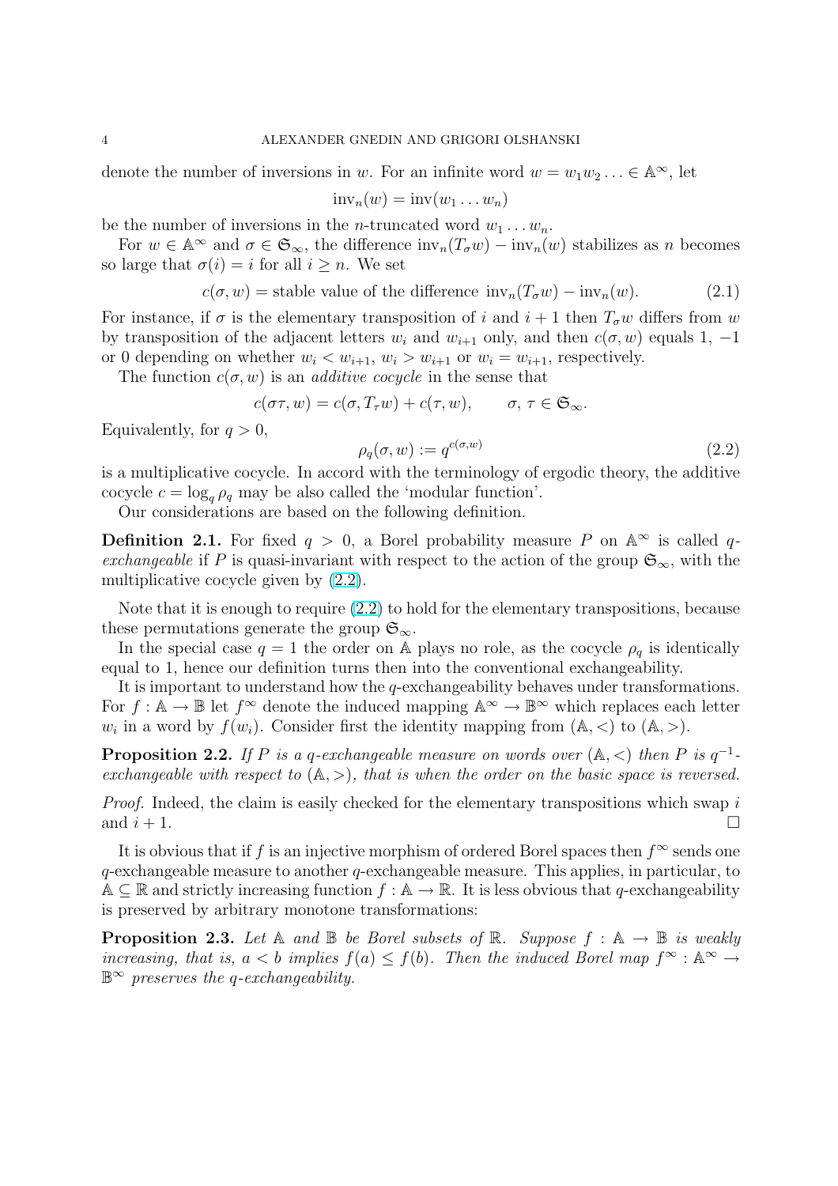denote the number of inversions in $w$. For an infinite word $w = w_1 w_2 \ldots \in \mathbb{A}^\infty$, let

$$\mathrm{inv}_n(w) = \mathrm{inv}(w_1 \ldots w_n)$$

be the number of inversions in the $n$-truncated word $w_1 \ldots w_n$.

For $w \in \mathbb{A}^\infty$ and $\sigma \in \mathfrak{S}_\infty$, the difference $\mathrm{inv}_n(T_\sigma w) - \mathrm{inv}_n(w)$ stabilizes as $n$ becomes so large that $\sigma(i) = i$ for all $i \geq n$. We set

$$c(\sigma, w) = \text{stable value of the difference } \mathrm{inv}_n(T_\sigma w) - \mathrm{inv}_n(w). \tag{2.1}$$

For instance, if $\sigma$ is the elementary transposition of $i$ and $i+1$ then $T_\sigma w$ differs from $w$ by transposition of the adjacent letters $w_i$ and $w_{i+1}$ only, and then $c(\sigma, w)$ equals 1, $-1$ or 0 depending on whether $w_i < w_{i+1}$, $w_i > w_{i+1}$ or $w_i = w_{i+1}$, respectively.

The function $c(\sigma, w)$ is an *additive cocycle* in the sense that

$$c(\sigma\tau, w) = c(\sigma, T_\tau w) + c(\tau, w), \qquad \sigma, \tau \in \mathfrak{S}_\infty.$$

Equivalently, for $q > 0$,

$$\rho_q(\sigma, w) := q^{c(\sigma, w)} \tag{2.2}$$

is a multiplicative cocycle. In accord with the terminology of ergodic theory, the additive cocycle $c = \log_q \rho_q$ may be also called the 'modular function'.

Our considerations are based on the following definition.

**Definition 2.1.** For fixed $q > 0$, a Borel probability measure $P$ on $\mathbb{A}^\infty$ is called *$q$-exchangeable* if $P$ is quasi-invariant with respect to the action of the group $\mathfrak{S}_\infty$, with the multiplicative cocycle given by (2.2).

Note that it is enough to require (2.2) to hold for the elementary transpositions, because these permutations generate the group $\mathfrak{S}_\infty$.

In the special case $q = 1$ the order on $\mathbb{A}$ plays no role, as the cocycle $\rho_q$ is identically equal to 1, hence our definition turns then into the conventional exchangeability.

It is important to understand how the $q$-exchangeability behaves under transformations. For $f : \mathbb{A} \to \mathbb{B}$ let $f^\infty$ denote the induced mapping $\mathbb{A}^\infty \to \mathbb{B}^\infty$ which replaces each letter $w_i$ in a word by $f(w_i)$. Consider first the identity mapping from $(\mathbb{A}, <)$ to $(\mathbb{A}, >)$.

**Proposition 2.2.** *If $P$ is a $q$-exchangeable measure on words over $(\mathbb{A}, <)$ then $P$ is $q^{-1}$-exchangeable with respect to $(\mathbb{A}, >)$, that is when the order on the basic space is reversed.*

*Proof.* Indeed, the claim is easily checked for the elementary transpositions which swap $i$ and $i + 1$. $\square$

It is obvious that if $f$ is an injective morphism of ordered Borel spaces then $f^\infty$ sends one $q$-exchangeable measure to another $q$-exchangeable measure. This applies, in particular, to $\mathbb{A} \subseteq \mathbb{R}$ and strictly increasing function $f : \mathbb{A} \to \mathbb{R}$. It is less obvious that $q$-exchangeability is preserved by arbitrary monotone transformations:

**Proposition 2.3.** *Let $\mathbb{A}$ and $\mathbb{B}$ be Borel subsets of $\mathbb{R}$. Suppose $f : \mathbb{A} \to \mathbb{B}$ is weakly increasing, that is, $a < b$ implies $f(a) \leq f(b)$. Then the induced Borel map $f^\infty : \mathbb{A}^\infty \to \mathbb{B}^\infty$ preserves the $q$-exchangeability.*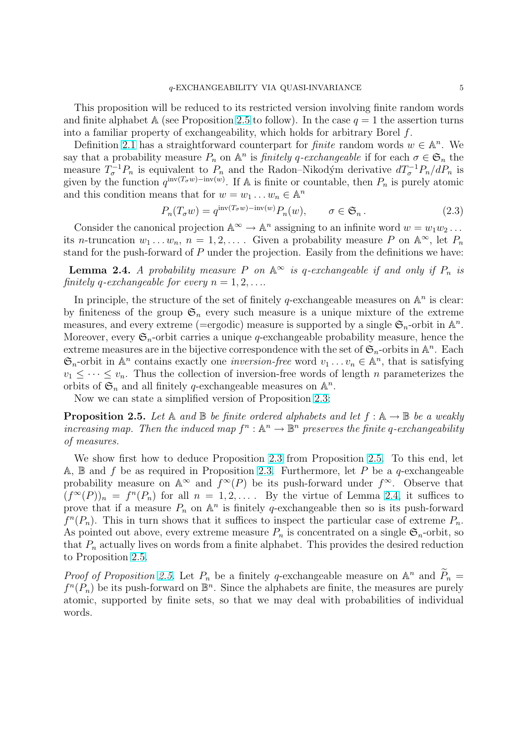This proposition will be reduced to its restricted version involving finite random words and finite alphabet $\mathbb{A}$ (see Proposition 2.5 to follow). In the case $q = 1$ the assertion turns into a familiar property of exchangeability, which holds for arbitrary Borel $f$.

Definition 2.1 has a straightforward counterpart for *finite* random words $w \in \mathbb{A}^n$. We say that a probability measure $P_n$ on $\mathbb{A}^n$ is *finitely q-exchangeable* if for each $\sigma \in \mathfrak{S}_n$ the measure $T_\sigma^{-1} P_n$ is equivalent to $P_n$ and the Radon–Nikodým derivative $dT_\sigma^{-1} P_n / dP_n$ is given by the function $q^{\mathrm{inv}(T_\sigma w) - \mathrm{inv}(w)}$. If $\mathbb{A}$ is finite or countable, then $P_n$ is purely atomic and this condition means that for $w = w_1 \dots w_n \in \mathbb{A}^n$

$$P_n(T_\sigma w) = q^{\mathrm{inv}(T_\sigma w) - \mathrm{inv}(w)} P_n(w), \qquad \sigma \in \mathfrak{S}_n\,. \tag{2.3}$$

Consider the canonical projection $\mathbb{A}^\infty \to \mathbb{A}^n$ assigning to an infinite word $w = w_1 w_2 \dots$ its $n$-truncation $w_1 \dots w_n$, $n = 1, 2, \dots$. Given a probability measure $P$ on $\mathbb{A}^\infty$, let $P_n$ stand for the push-forward of $P$ under the projection. Easily from the definitions we have:

**Lemma 2.4.** *A probability measure $P$ on $\mathbb{A}^\infty$ is q-exchangeable if and only if $P_n$ is finitely q-exchangeable for every $n = 1, 2, \dots$.*

In principle, the structure of the set of finitely $q$-exchangeable measures on $\mathbb{A}^n$ is clear: by finiteness of the group $\mathfrak{S}_n$ every such measure is a unique mixture of the extreme measures, and every extreme (=ergodic) measure is supported by a single $\mathfrak{S}_n$-orbit in $\mathbb{A}^n$. Moreover, every $\mathfrak{S}_n$-orbit carries a unique $q$-exchangeable probability measure, hence the extreme measures are in the bijective correspondence with the set of $\mathfrak{S}_n$-orbits in $\mathbb{A}^n$. Each $\mathfrak{S}_n$-orbit in $\mathbb{A}^n$ contains exactly one *inversion-free* word $v_1 \dots v_n \in \mathbb{A}^n$, that is satisfying $v_1 \le \dots \le v_n$. Thus the collection of inversion-free words of length $n$ parameterizes the orbits of $\mathfrak{S}_n$ and all finitely $q$-exchangeable measures on $\mathbb{A}^n$.

Now we can state a simplified version of Proposition 2.3:

**Proposition 2.5.** *Let $\mathbb{A}$ and $\mathbb{B}$ be finite ordered alphabets and let $f : \mathbb{A} \to \mathbb{B}$ be a weakly increasing map. Then the induced map $f^n : \mathbb{A}^n \to \mathbb{B}^n$ preserves the finite q-exchangeability of measures.*

We show first how to deduce Proposition 2.3 from Proposition 2.5. To this end, let $\mathbb{A}$, $\mathbb{B}$ and $f$ be as required in Proposition 2.3. Furthermore, let $P$ be a $q$-exchangeable probability measure on $\mathbb{A}^\infty$ and $f^\infty(P)$ be its push-forward under $f^\infty$. Observe that $(f^\infty(P))_n = f^n(P_n)$ for all $n = 1, 2, \dots$. By the virtue of Lemma 2.4, it suffices to prove that if a measure $P_n$ on $\mathbb{A}^n$ is finitely $q$-exchangeable then so is its push-forward $f^n(P_n)$. This in turn shows that it suffices to inspect the particular case of extreme $P_n$. As pointed out above, every extreme measure $P_n$ is concentrated on a single $\mathfrak{S}_n$-orbit, so that $P_n$ actually lives on words from a finite alphabet. This provides the desired reduction to Proposition 2.5.

*Proof of Proposition 2.5.* Let $P_n$ be a finitely $q$-exchangeable measure on $\mathbb{A}^n$ and $\widetilde{P}_n = f^n(P_n)$ be its push-forward on $\mathbb{B}^n$. Since the alphabets are finite, the measures are purely atomic, supported by finite sets, so that we may deal with probabilities of individual words.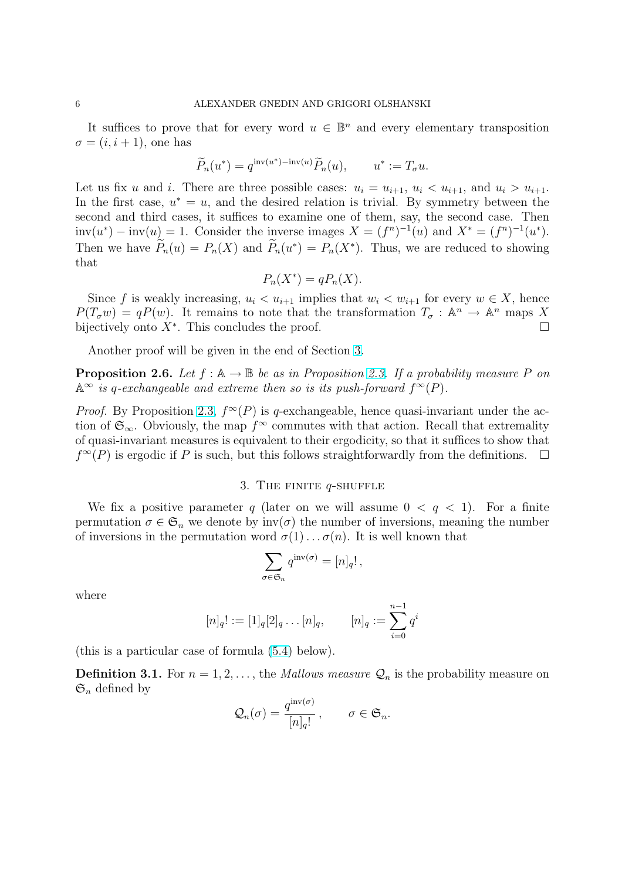It suffices to prove that for every word $u \in \mathbb{B}^n$ and every elementary transposition $\sigma = (i, i+1)$, one has

$$\widetilde{P}_n(u^*) = q^{\text{inv}(u^*) - \text{inv}(u)} \widetilde{P}_n(u), \qquad u^* := T_\sigma u.$$

Let us fix $u$ and $i$. There are three possible cases: $u_i = u_{i+1}$, $u_i < u_{i+1}$, and $u_i > u_{i+1}$. In the first case, $u^* = u$, and the desired relation is trivial. By symmetry between the second and third cases, it suffices to examine one of them, say, the second case. Then $\text{inv}(u^*) - \text{inv}(u) = 1$. Consider the inverse images $X = (f^n)^{-1}(u)$ and $X^* = (f^n)^{-1}(u^*)$. Then we have $\widetilde{P}_n(u) = P_n(X)$ and $\widetilde{P}_n(u^*) = P_n(X^*)$. Thus, we are reduced to showing that

$$P_n(X^*) = q P_n(X).$$

Since $f$ is weakly increasing, $u_i < u_{i+1}$ implies that $w_i < w_{i+1}$ for every $w \in X$, hence $P(T_\sigma w) = qP(w)$. It remains to note that the transformation $T_\sigma : \mathbb{A}^n \to \mathbb{A}^n$ maps $X$ bijectively onto $X^*$. This concludes the proof. $\square$

Another proof will be given in the end of Section 3.

**Proposition 2.6.** *Let $f : \mathbb{A} \to \mathbb{B}$ be as in Proposition 2.3. If a probability measure $P$ on $\mathbb{A}^\infty$ is $q$-exchangeable and extreme then so is its push-forward $f^\infty(P)$.*

*Proof.* By Proposition 2.3, $f^\infty(P)$ is $q$-exchangeable, hence quasi-invariant under the action of $\mathfrak{S}_\infty$. Obviously, the map $f^\infty$ commutes with that action. Recall that extremality of quasi-invariant measures is equivalent to their ergodicity, so that it suffices to show that $f^\infty(P)$ is ergodic if $P$ is such, but this follows straightforwardly from the definitions. $\square$

## 3. The finite $q$-shuffle

We fix a positive parameter $q$ (later on we will assume $0 < q < 1$). For a finite permutation $\sigma \in \mathfrak{S}_n$ we denote by $\text{inv}(\sigma)$ the number of inversions, meaning the number of inversions in the permutation word $\sigma(1) \dots \sigma(n)$. It is well known that

$$\sum_{\sigma \in \mathfrak{S}_n} q^{\text{inv}(\sigma)} = [n]_q!\,,$$

where

$$[n]_q! := [1]_q [2]_q \dots [n]_q, \qquad [n]_q := \sum_{i=0}^{n-1} q^i$$

(this is a particular case of formula (5.4) below).

**Definition 3.1.** For $n = 1, 2, \dots$, the *Mallows measure* $\mathcal{Q}_n$ is the probability measure on $\mathfrak{S}_n$ defined by

$$\mathcal{Q}_n(\sigma) = \frac{q^{\text{inv}(\sigma)}}{[n]_q!}\,, \qquad \sigma \in \mathfrak{S}_n.$$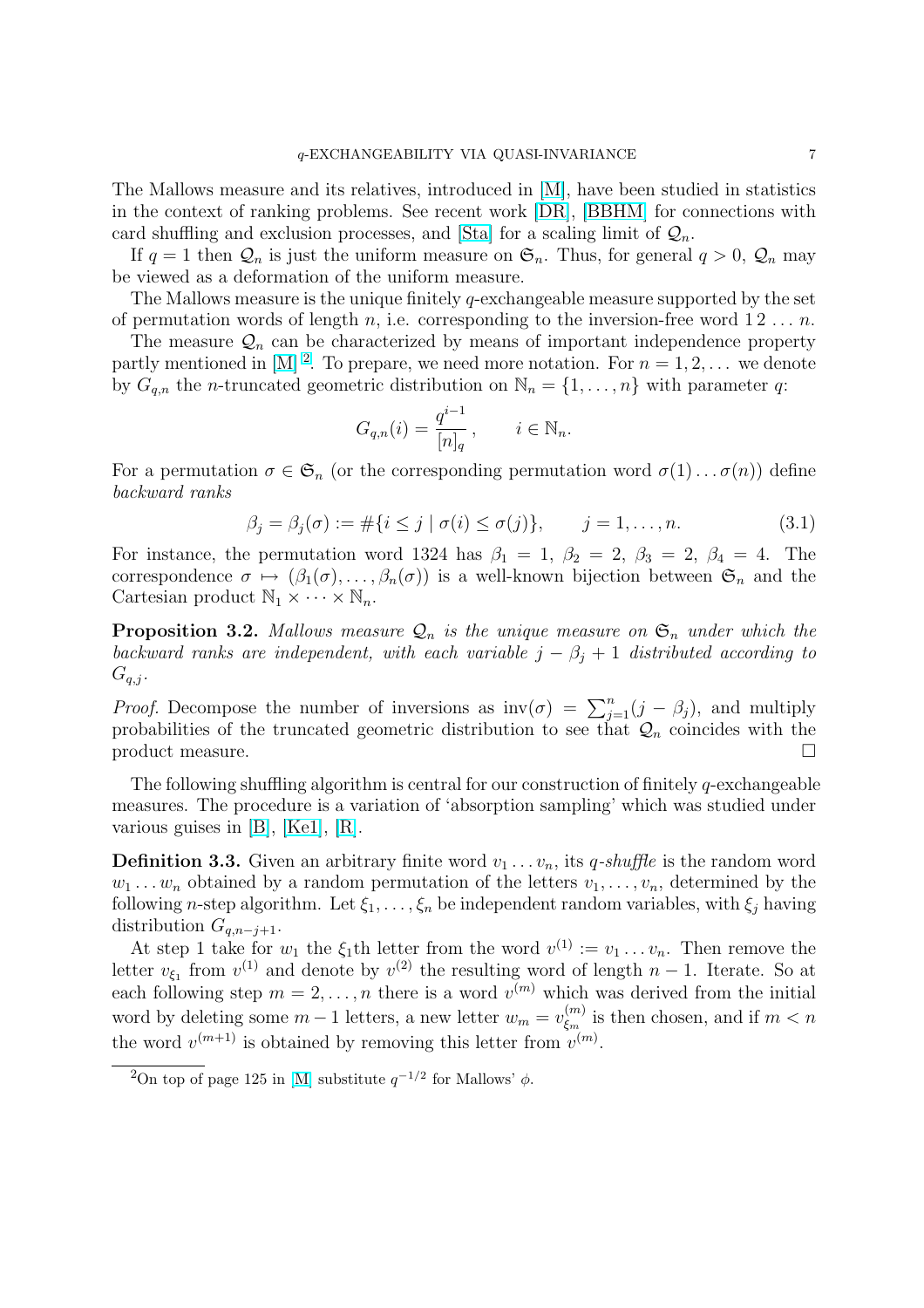The Mallows measure and its relatives, introduced in [M], have been studied in statistics in the context of ranking problems. See recent work [DR], [BBHM] for connections with card shuffling and exclusion processes, and [Sta] for a scaling limit of $\mathcal{Q}_n$.

If $q = 1$ then $\mathcal{Q}_n$ is just the uniform measure on $\mathfrak{S}_n$. Thus, for general $q > 0$, $\mathcal{Q}_n$ may be viewed as a deformation of the uniform measure.

The Mallows measure is the unique finitely $q$-exchangeable measure supported by the set of permutation words of length $n$, i.e. corresponding to the inversion-free word $1\,2\,\dots\,n$.

The measure $\mathcal{Q}_n$ can be characterized by means of important independence property partly mentioned in [M] [2]. To prepare, we need more notation. For $n = 1, 2, \dots$ we denote by $G_{q,n}$ the $n$-truncated geometric distribution on $\mathbb{N}_n = \{1, \dots, n\}$ with parameter $q$:

$$G_{q,n}(i) = \frac{q^{i-1}}{[n]_q}, \qquad i \in \mathbb{N}_n.$$

For a permutation $\sigma \in \mathfrak{S}_n$ (or the corresponding permutation word $\sigma(1)\dots\sigma(n)$) define *backward ranks*

$$\beta_j = \beta_j(\sigma) := \#\{i \le j \mid \sigma(i) \le \sigma(j)\}, \qquad j = 1, \dots, n. \tag{3.1}$$

For instance, the permutation word 1324 has $\beta_1 = 1$, $\beta_2 = 2$, $\beta_3 = 2$, $\beta_4 = 4$. The correspondence $\sigma \mapsto (\beta_1(\sigma), \dots, \beta_n(\sigma))$ is a well-known bijection between $\mathfrak{S}_n$ and the Cartesian product $\mathbb{N}_1 \times \cdots \times \mathbb{N}_n$.

**Proposition 3.2.** *Mallows measure $\mathcal{Q}_n$ is the unique measure on $\mathfrak{S}_n$ under which the backward ranks are independent, with each variable $j - \beta_j + 1$ distributed according to $G_{q,j}$.*

*Proof.* Decompose the number of inversions as $\mathrm{inv}(\sigma) = \sum_{j=1}^{n}(j - \beta_j)$, and multiply probabilities of the truncated geometric distribution to see that $\mathcal{Q}_n$ coincides with the product measure. $\square$

The following shuffling algorithm is central for our construction of finitely $q$-exchangeable measures. The procedure is a variation of 'absorption sampling' which was studied under various guises in [B], [Ke1], [R].

**Definition 3.3.** Given an arbitrary finite word $v_1 \dots v_n$, its *$q$-shuffle* is the random word $w_1 \dots w_n$ obtained by a random permutation of the letters $v_1, \dots, v_n$, determined by the following $n$-step algorithm. Let $\xi_1, \dots, \xi_n$ be independent random variables, with $\xi_j$ having distribution $G_{q,n-j+1}$.

At step 1 take for $w_1$ the $\xi_1$th letter from the word $v^{(1)} := v_1 \dots v_n$. Then remove the letter $v_{\xi_1}$ from $v^{(1)}$ and denote by $v^{(2)}$ the resulting word of length $n - 1$. Iterate. So at each following step $m = 2, \dots, n$ there is a word $v^{(m)}$ which was derived from the initial word by deleting some $m - 1$ letters, a new letter $w_m = v^{(m)}_{\xi_m}$ is then chosen, and if $m < n$ the word $v^{(m+1)}$ is obtained by removing this letter from $v^{(m)}$.

---

[2] On top of page 125 in [M] substitute $q^{-1/2}$ for Mallows' $\phi$.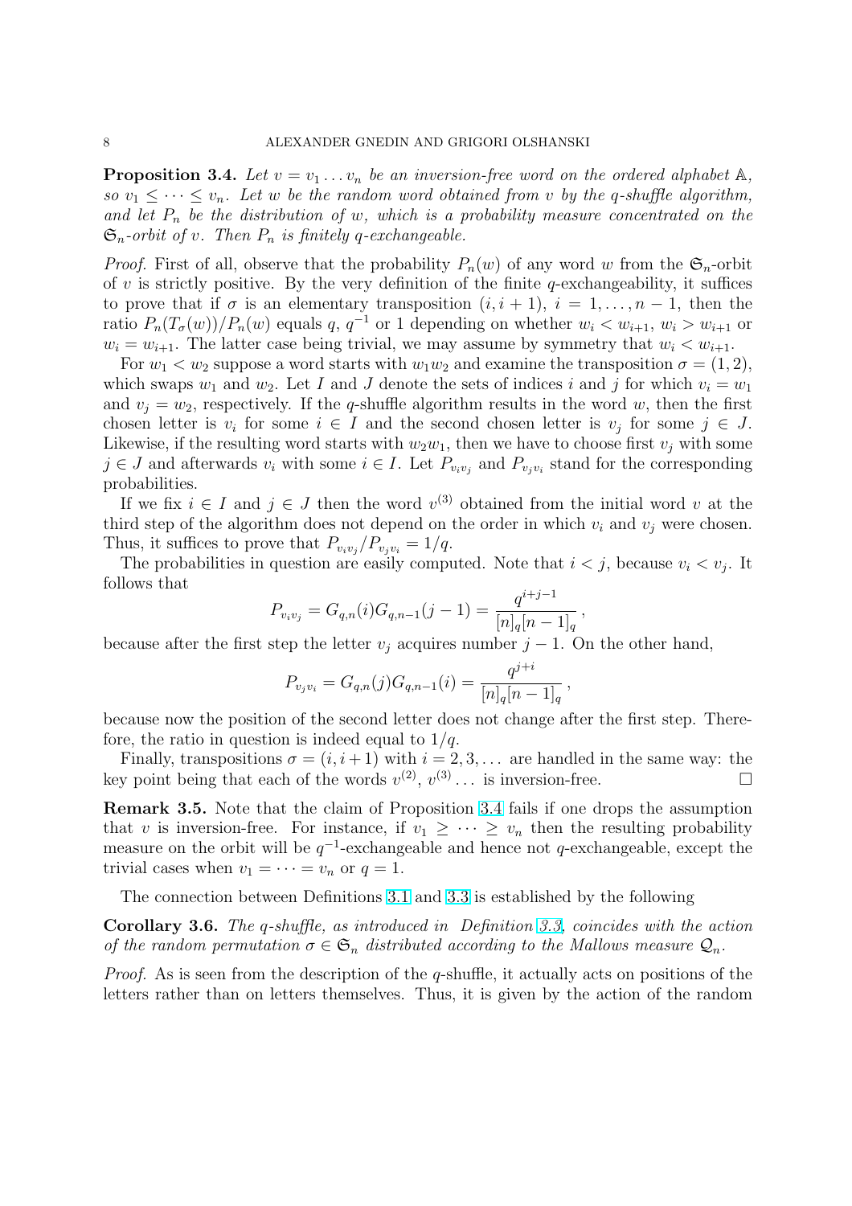**Proposition 3.4.** *Let $v = v_1 \dots v_n$ be an inversion-free word on the ordered alphabet $\mathbb{A}$, so $v_1 \le \dots \le v_n$. Let $w$ be the random word obtained from $v$ by the $q$-shuffle algorithm, and let $P_n$ be the distribution of $w$, which is a probability measure concentrated on the $\mathfrak{S}_n$-orbit of $v$. Then $P_n$ is finitely $q$-exchangeable.*

*Proof.* First of all, observe that the probability $P_n(w)$ of any word $w$ from the $\mathfrak{S}_n$-orbit of $v$ is strictly positive. By the very definition of the finite $q$-exchangeability, it suffices to prove that if $\sigma$ is an elementary transposition $(i, i+1)$, $i = 1, \dots, n-1$, then the ratio $P_n(T_\sigma(w))/P_n(w)$ equals $q$, $q^{-1}$ or 1 depending on whether $w_i < w_{i+1}$, $w_i > w_{i+1}$ or $w_i = w_{i+1}$. The latter case being trivial, we may assume by symmetry that $w_i < w_{i+1}$.

For $w_1 < w_2$ suppose a word starts with $w_1 w_2$ and examine the transposition $\sigma = (1, 2)$, which swaps $w_1$ and $w_2$. Let $I$ and $J$ denote the sets of indices $i$ and $j$ for which $v_i = w_1$ and $v_j = w_2$, respectively. If the $q$-shuffle algorithm results in the word $w$, then the first chosen letter is $v_i$ for some $i \in I$ and the second chosen letter is $v_j$ for some $j \in J$. Likewise, if the resulting word starts with $w_2 w_1$, then we have to choose first $v_j$ with some $j \in J$ and afterwards $v_i$ with some $i \in I$. Let $P_{v_i v_j}$ and $P_{v_j v_i}$ stand for the corresponding probabilities.

If we fix $i \in I$ and $j \in J$ then the word $v^{(3)}$ obtained from the initial word $v$ at the third step of the algorithm does not depend on the order in which $v_i$ and $v_j$ were chosen. Thus, it suffices to prove that $P_{v_i v_j}/P_{v_j v_i} = 1/q$.

The probabilities in question are easily computed. Note that $i < j$, because $v_i < v_j$. It follows that

$$P_{v_i v_j} = G_{q,n}(i) G_{q,n-1}(j-1) = \frac{q^{i+j-1}}{[n]_q [n-1]_q},$$

because after the first step the letter $v_j$ acquires number $j - 1$. On the other hand,

$$P_{v_j v_i} = G_{q,n}(j) G_{q,n-1}(i) = \frac{q^{j+i}}{[n]_q [n-1]_q},$$

because now the position of the second letter does not change after the first step. Therefore, the ratio in question is indeed equal to $1/q$.

Finally, transpositions $\sigma = (i, i+1)$ with $i = 2, 3, \dots$ are handled in the same way: the key point being that each of the words $v^{(2)}$, $v^{(3)} \dots$ is inversion-free. □

**Remark 3.5.** Note that the claim of Proposition 3.4 fails if one drops the assumption that $v$ is inversion-free. For instance, if $v_1 \ge \dots \ge v_n$ then the resulting probability measure on the orbit will be $q^{-1}$-exchangeable and hence not $q$-exchangeable, except the trivial cases when $v_1 = \dots = v_n$ or $q = 1$.

The connection between Definitions 3.1 and 3.3 is established by the following

**Corollary 3.6.** *The $q$-shuffle, as introduced in Definition 3.3, coincides with the action of the random permutation $\sigma \in \mathfrak{S}_n$ distributed according to the Mallows measure $\mathcal{Q}_n$.*

*Proof.* As is seen from the description of the $q$-shuffle, it actually acts on positions of the letters rather than on letters themselves. Thus, it is given by the action of the random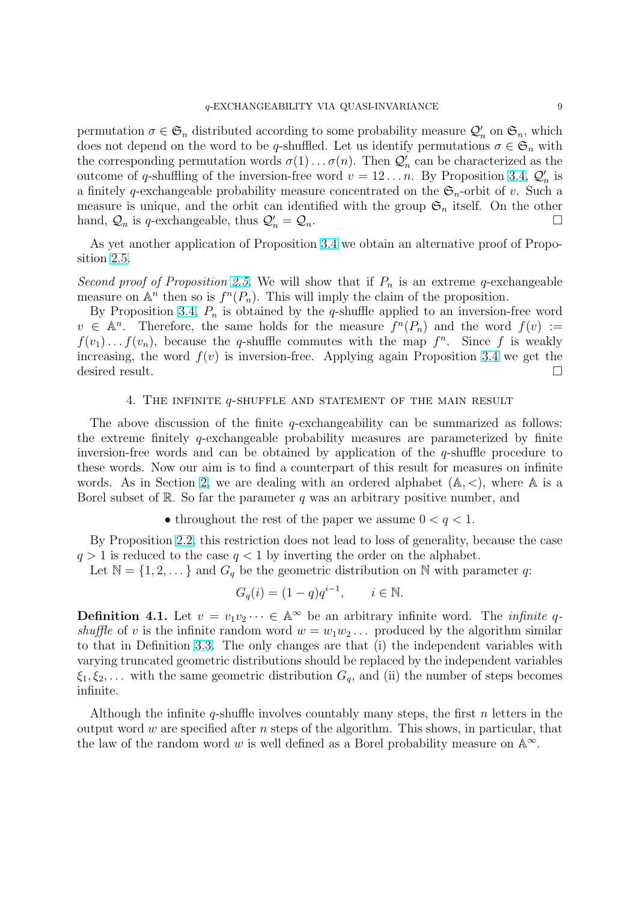permutation $\sigma \in \mathfrak{S}_n$ distributed according to some probability measure $\mathcal{Q}'_n$ on $\mathfrak{S}_n$, which does not depend on the word to be $q$-shuffled. Let us identify permutations $\sigma \in \mathfrak{S}_n$ with the corresponding permutation words $\sigma(1)\dots\sigma(n)$. Then $\mathcal{Q}'_n$ can be characterized as the outcome of $q$-shuffling of the inversion-free word $v = 12\dots n$. By Proposition 3.4, $\mathcal{Q}'_n$ is a finitely $q$-exchangeable probability measure concentrated on the $\mathfrak{S}_n$-orbit of $v$. Such a measure is unique, and the orbit can identified with the group $\mathfrak{S}_n$ itself. On the other hand, $\mathcal{Q}_n$ is $q$-exchangeable, thus $\mathcal{Q}'_n = \mathcal{Q}_n$. □

As yet another application of Proposition 3.4 we obtain an alternative proof of Proposition 2.5.

*Second proof of Proposition 2.5.* We will show that if $P_n$ is an extreme $q$-exchangeable measure on $\mathbb{A}^n$ then so is $f^n(P_n)$. This will imply the claim of the proposition.

By Proposition 3.4, $P_n$ is obtained by the $q$-shuffle applied to an inversion-free word $v \in \mathbb{A}^n$. Therefore, the same holds for the measure $f^n(P_n)$ and the word $f(v) := f(v_1)\dots f(v_n)$, because the $q$-shuffle commutes with the map $f^n$. Since $f$ is weakly increasing, the word $f(v)$ is inversion-free. Applying again Proposition 3.4 we get the desired result. □

## 4. The infinite $q$-shuffle and statement of the main result

The above discussion of the finite $q$-exchangeability can be summarized as follows: the extreme finitely $q$-exchangeable probability measures are parameterized by finite inversion-free words and can be obtained by application of the $q$-shuffle procedure to these words. Now our aim is to find a counterpart of this result for measures on infinite words. As in Section 2, we are dealing with an ordered alphabet $(\mathbb{A}, <)$, where $\mathbb{A}$ is a Borel subset of $\mathbb{R}$. So far the parameter $q$ was an arbitrary positive number, and

- throughout the rest of the paper we assume $0 < q < 1$.

By Proposition 2.2, this restriction does not lead to loss of generality, because the case $q > 1$ is reduced to the case $q < 1$ by inverting the order on the alphabet.

Let $\mathbb{N} = \{1, 2, \dots\}$ and $G_q$ be the geometric distribution on $\mathbb{N}$ with parameter $q$:

$$G_q(i) = (1-q)q^{i-1}, \qquad i \in \mathbb{N}.$$

**Definition 4.1.** Let $v = v_1 v_2 \dots \in \mathbb{A}^\infty$ be an arbitrary infinite word. The *infinite $q$-shuffle* of $v$ is the infinite random word $w = w_1 w_2 \dots$ produced by the algorithm similar to that in Definition 3.3. The only changes are that (i) the independent variables with varying truncated geometric distributions should be replaced by the independent variables $\xi_1, \xi_2, \dots$ with the same geometric distribution $G_q$, and (ii) the number of steps becomes infinite.

Although the infinite $q$-shuffle involves countably many steps, the first $n$ letters in the output word $w$ are specified after $n$ steps of the algorithm. This shows, in particular, that the law of the random word $w$ is well defined as a Borel probability measure on $\mathbb{A}^\infty$.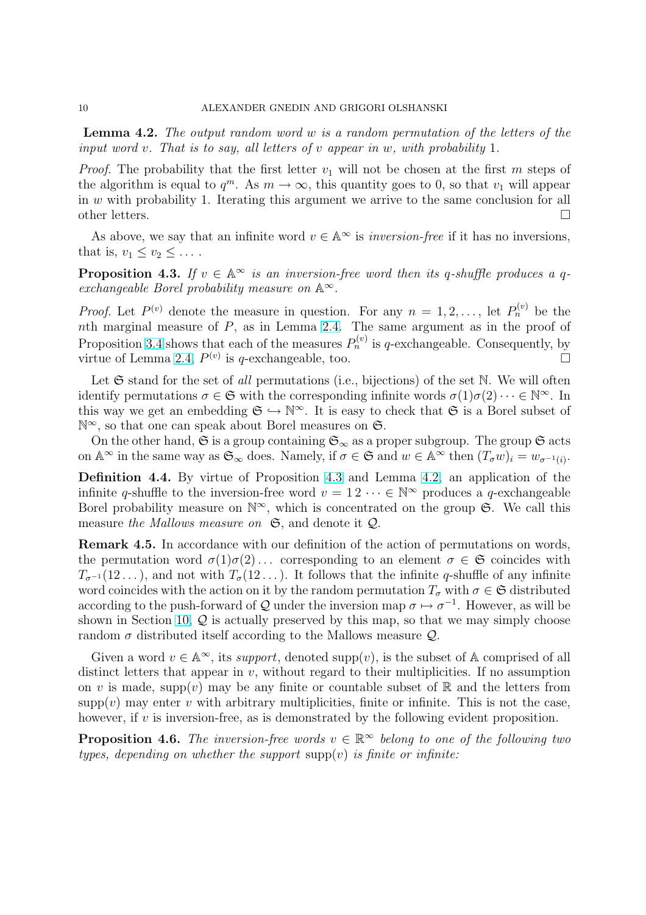**Lemma 4.2.** *The output random word $w$ is a random permutation of the letters of the input word $v$. That is to say, all letters of $v$ appear in $w$, with probability 1.*

*Proof.* The probability that the first letter $v_1$ will not be chosen at the first $m$ steps of the algorithm is equal to $q^m$. As $m \to \infty$, this quantity goes to 0, so that $v_1$ will appear in $w$ with probability 1. Iterating this argument we arrive to the same conclusion for all other letters. □

As above, we say that an infinite word $v \in \mathbb{A}^\infty$ is *inversion-free* if it has no inversions, that is, $v_1 \le v_2 \le \dots$.

**Proposition 4.3.** *If $v \in \mathbb{A}^\infty$ is an inversion-free word then its $q$-shuffle produces a $q$-exchangeable Borel probability measure on $\mathbb{A}^\infty$.*

*Proof.* Let $P^{(v)}$ denote the measure in question. For any $n = 1, 2, \dots$, let $P_n^{(v)}$ be the $n$th marginal measure of $P$, as in Lemma 2.4. The same argument as in the proof of Proposition 3.4 shows that each of the measures $P_n^{(v)}$ is $q$-exchangeable. Consequently, by virtue of Lemma 2.4, $P^{(v)}$ is $q$-exchangeable, too. □

Let $\mathfrak{S}$ stand for the set of *all* permutations (i.e., bijections) of the set $\mathbb{N}$. We will often identify permutations $\sigma \in \mathfrak{S}$ with the corresponding infinite words $\sigma(1)\sigma(2)\dots \in \mathbb{N}^\infty$. In this way we get an embedding $\mathfrak{S} \hookrightarrow \mathbb{N}^\infty$. It is easy to check that $\mathfrak{S}$ is a Borel subset of $\mathbb{N}^\infty$, so that one can speak about Borel measures on $\mathfrak{S}$.

On the other hand, $\mathfrak{S}$ is a group containing $\mathfrak{S}_\infty$ as a proper subgroup. The group $\mathfrak{S}$ acts on $\mathbb{A}^\infty$ in the same way as $\mathfrak{S}_\infty$ does. Namely, if $\sigma \in \mathfrak{S}$ and $w \in \mathbb{A}^\infty$ then $(T_\sigma w)_i = w_{\sigma^{-1}(i)}$.

**Definition 4.4.** By virtue of Proposition 4.3 and Lemma 4.2, an application of the infinite $q$-shuffle to the inversion-free word $v = 1\,2\,\dots \in \mathbb{N}^\infty$ produces a $q$-exchangeable Borel probability measure on $\mathbb{N}^\infty$, which is concentrated on the group $\mathfrak{S}$. We call this measure *the Mallows measure on* $\mathfrak{S}$, and denote it $\mathcal{Q}$.

**Remark 4.5.** In accordance with our definition of the action of permutations on words, the permutation word $\sigma(1)\sigma(2)\dots$ corresponding to an element $\sigma \in \mathfrak{S}$ coincides with $T_{\sigma^{-1}}(12\dots)$, and not with $T_\sigma(12\dots)$. It follows that the infinite $q$-shuffle of any infinite word coincides with the action on it by the random permutation $T_\sigma$ with $\sigma \in \mathfrak{S}$ distributed according to the push-forward of $\mathcal{Q}$ under the inversion map $\sigma \mapsto \sigma^{-1}$. However, as will be shown in Section 10, $\mathcal{Q}$ is actually preserved by this map, so that we may simply choose random $\sigma$ distributed itself according to the Mallows measure $\mathcal{Q}$.

Given a word $v \in \mathbb{A}^\infty$, its *support*, denoted $\operatorname{supp}(v)$, is the subset of $\mathbb{A}$ comprised of all distinct letters that appear in $v$, without regard to their multiplicities. If no assumption on $v$ is made, $\operatorname{supp}(v)$ may be any finite or countable subset of $\mathbb{R}$ and the letters from $\operatorname{supp}(v)$ may enter $v$ with arbitrary multiplicities, finite or infinite. This is not the case, however, if $v$ is inversion-free, as is demonstrated by the following evident proposition.

**Proposition 4.6.** *The inversion-free words $v \in \mathbb{R}^\infty$ belong to one of the following two types, depending on whether the support $\operatorname{supp}(v)$ is finite or infinite:*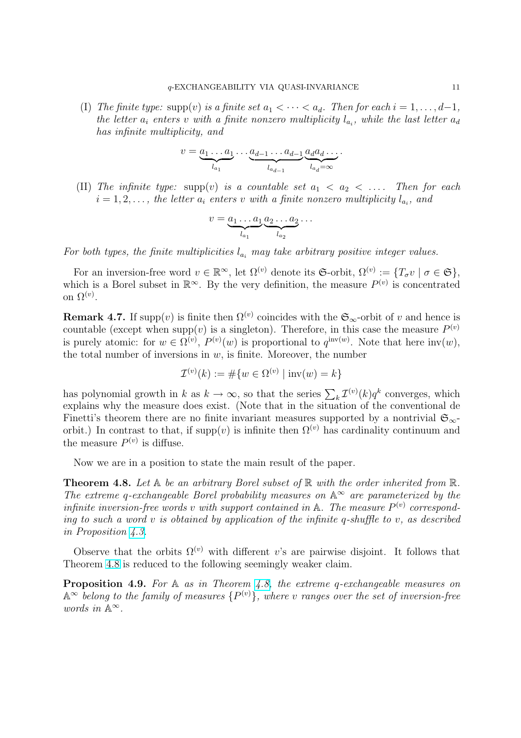(I) *The finite type:* $\operatorname{supp}(v)$ *is a finite set* $a_1 < \dots < a_d$*. Then for each* $i = 1, \dots, d-1$*, the letter* $a_i$ *enters* $v$ *with a finite nonzero multiplicity* $l_{a_i}$*, while the last letter* $a_d$ *has infinite multiplicity, and*

$$v = \underbrace{a_1 \dots a_1}_{l_{a_1}} \dots \underbrace{a_{d-1} \dots a_{d-1}}_{l_{a_{d-1}}} \underbrace{a_d a_d \dots}_{l_{a_d} = \infty}.$$

(II) *The infinite type:* $\operatorname{supp}(v)$ *is a countable set* $a_1 < a_2 < \dots$*. Then for each* $i = 1, 2, \dots$*, the letter* $a_i$ *enters* $v$ *with a finite nonzero multiplicity* $l_{a_i}$*, and*

$$v = \underbrace{a_1 \dots a_1}_{l_{a_1}} \underbrace{a_2 \dots a_2}_{l_{a_2}} \dots$$

*For both types, the finite multiplicities* $l_{a_i}$ *may take arbitrary positive integer values.*

For an inversion-free word $v \in \mathbb{R}^\infty$, let $\Omega^{(v)}$ denote its $\mathfrak{S}$-orbit, $\Omega^{(v)} := \{T_\sigma v \mid \sigma \in \mathfrak{S}\}$, which is a Borel subset in $\mathbb{R}^\infty$. By the very definition, the measure $P^{(v)}$ is concentrated on $\Omega^{(v)}$.

**Remark 4.7.** If $\operatorname{supp}(v)$ is finite then $\Omega^{(v)}$ coincides with the $\mathfrak{S}_\infty$-orbit of $v$ and hence is countable (except when $\operatorname{supp}(v)$ is a singleton). Therefore, in this case the measure $P^{(v)}$ is purely atomic: for $w \in \Omega^{(v)}$, $P^{(v)}(w)$ is proportional to $q^{\operatorname{inv}(w)}$. Note that here $\operatorname{inv}(w)$, the total number of inversions in $w$, is finite. Moreover, the number

$$\mathcal{I}^{(v)}(k) := \#\{w \in \Omega^{(v)} \mid \operatorname{inv}(w) = k\}$$

has polynomial growth in $k$ as $k \to \infty$, so that the series $\sum_k \mathcal{I}^{(v)}(k) q^k$ converges, which explains why the measure does exist. (Note that in the situation of the conventional de Finetti's theorem there are no finite invariant measures supported by a nontrivial $\mathfrak{S}_\infty$-orbit.) In contrast to that, if $\operatorname{supp}(v)$ is infinite then $\Omega^{(v)}$ has cardinality continuum and the measure $P^{(v)}$ is diffuse.

Now we are in a position to state the main result of the paper.

**Theorem 4.8.** *Let* $\mathbb{A}$ *be an arbitrary Borel subset of* $\mathbb{R}$ *with the order inherited from* $\mathbb{R}$*. The extreme* $q$*-exchangeable Borel probability measures on* $\mathbb{A}^\infty$ *are parameterized by the infinite inversion-free words* $v$ *with support contained in* $\mathbb{A}$*. The measure* $P^{(v)}$ *corresponding to such a word* $v$ *is obtained by application of the infinite* $q$*-shuffle to* $v$*, as described in Proposition 4.3.*

Observe that the orbits $\Omega^{(v)}$ with different $v$'s are pairwise disjoint. It follows that Theorem 4.8 is reduced to the following seemingly weaker claim.

**Proposition 4.9.** *For* $\mathbb{A}$ *as in Theorem 4.8, the extreme* $q$*-exchangeable measures on* $\mathbb{A}^\infty$ *belong to the family of measures* $\{P^{(v)}\}$*, where* $v$ *ranges over the set of inversion-free words in* $\mathbb{A}^\infty$*.*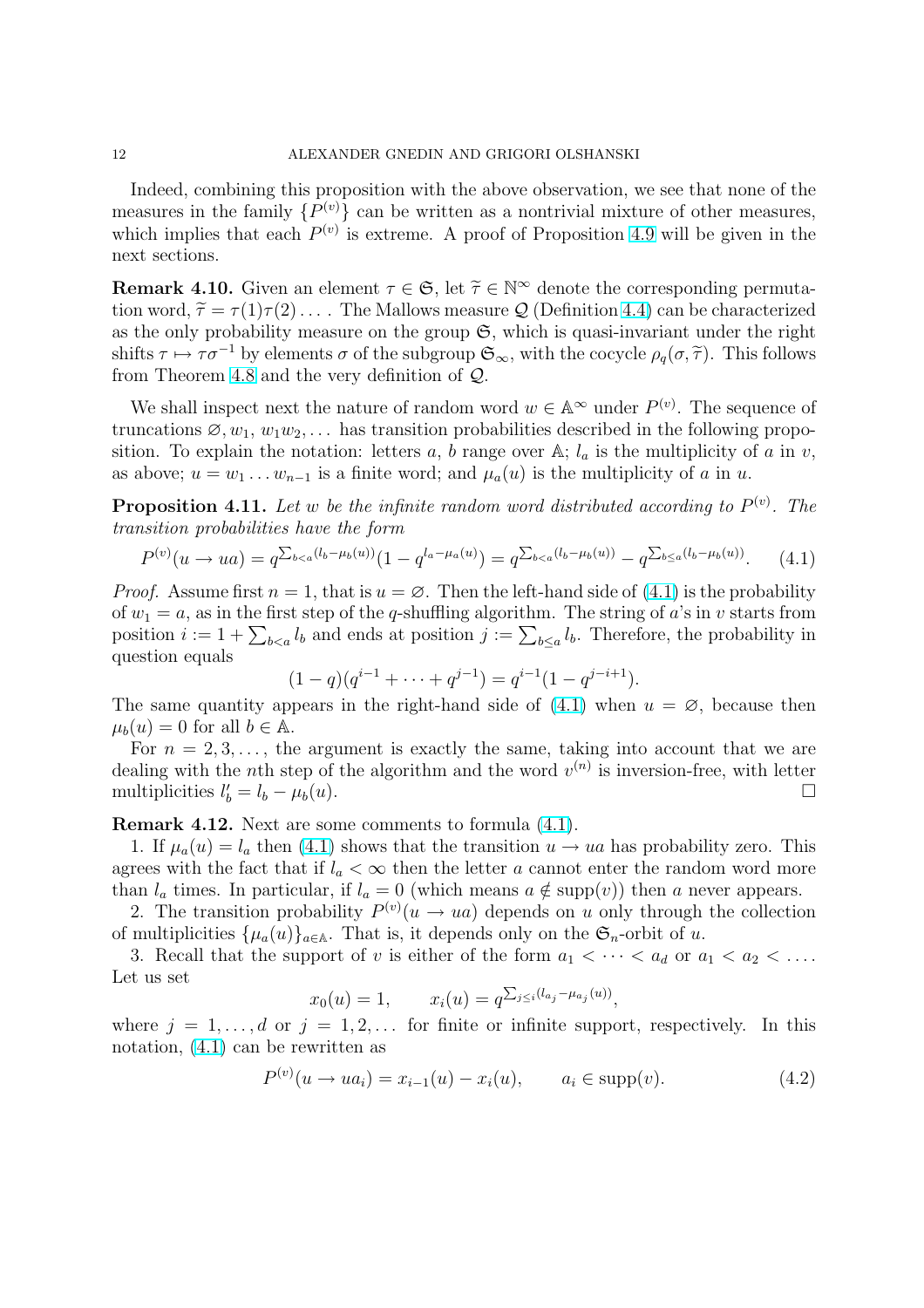Indeed, combining this proposition with the above observation, we see that none of the measures in the family $\{P^{(v)}\}$ can be written as a nontrivial mixture of other measures, which implies that each $P^{(v)}$ is extreme. A proof of Proposition 4.9 will be given in the next sections.

**Remark 4.10.** Given an element $\tau \in \mathfrak{S}$, let $\widetilde{\tau} \in \mathbb{N}^\infty$ denote the corresponding permutation word, $\widetilde{\tau} = \tau(1)\tau(2)\dots$. The Mallows measure $\mathcal{Q}$ (Definition 4.4) can be characterized as the only probability measure on the group $\mathfrak{S}$, which is quasi-invariant under the right shifts $\tau \mapsto \tau\sigma^{-1}$ by elements $\sigma$ of the subgroup $\mathfrak{S}_\infty$, with the cocycle $\rho_q(\sigma, \widetilde{\tau})$. This follows from Theorem 4.8 and the very definition of $\mathcal{Q}$.

We shall inspect next the nature of random word $w \in \mathbb{A}^\infty$ under $P^{(v)}$. The sequence of truncations $\varnothing, w_1, w_1w_2, \dots$ has transition probabilities described in the following proposition. To explain the notation: letters $a$, $b$ range over $\mathbb{A}$; $l_a$ is the multiplicity of $a$ in $v$, as above; $u = w_1 \dots w_{n-1}$ is a finite word; and $\mu_a(u)$ is the multiplicity of $a$ in $u$.

**Proposition 4.11.** *Let $w$ be the infinite random word distributed according to $P^{(v)}$. The transition probabilities have the form*

$$P^{(v)}(u \to ua) = q^{\sum_{b<a}(l_b - \mu_b(u))}(1 - q^{l_a - \mu_a(u)}) = q^{\sum_{b<a}(l_b-\mu_b(u))} - q^{\sum_{b\le a}(l_b - \mu_b(u))}. \qquad (4.1)$$

*Proof.* Assume first $n = 1$, that is $u = \varnothing$. Then the left-hand side of (4.1) is the probability of $w_1 = a$, as in the first step of the $q$-shuffling algorithm. The string of $a$'s in $v$ starts from position $i := 1 + \sum_{b<a} l_b$ and ends at position $j := \sum_{b\le a} l_b$. Therefore, the probability in question equals

$$(1-q)(q^{i-1} + \dots + q^{j-1}) = q^{i-1}(1 - q^{j-i+1}).$$

The same quantity appears in the right-hand side of (4.1) when $u = \varnothing$, because then $\mu_b(u) = 0$ for all $b \in \mathbb{A}$.

For $n = 2, 3, \dots$, the argument is exactly the same, taking into account that we are dealing with the $n$th step of the algorithm and the word $v^{(n)}$ is inversion-free, with letter multiplicities $l'_b = l_b - \mu_b(u)$. $\square$

**Remark 4.12.** Next are some comments to formula (4.1).

1. If $\mu_a(u) = l_a$ then (4.1) shows that the transition $u \to ua$ has probability zero. This agrees with the fact that if $l_a < \infty$ then the letter $a$ cannot enter the random word more than $l_a$ times. In particular, if $l_a = 0$ (which means $a \notin \operatorname{supp}(v)$) then $a$ never appears.

2. The transition probability $P^{(v)}(u \to ua)$ depends on $u$ only through the collection of multiplicities $\{\mu_a(u)\}_{a\in\mathbb{A}}$. That is, it depends only on the $\mathfrak{S}_n$-orbit of $u$.

3. Recall that the support of $v$ is either of the form $a_1 < \dots < a_d$ or $a_1 < a_2 < \dots$. Let us set

$$x_0(u) = 1, \qquad x_i(u) = q^{\sum_{j\le i}(l_{a_j} - \mu_{a_j}(u))},$$

where $j = 1, \dots, d$ or $j = 1, 2, \dots$ for finite or infinite support, respectively. In this notation, (4.1) can be rewritten as

$$P^{(v)}(u \to ua_i) = x_{i-1}(u) - x_i(u), \qquad a_i \in \operatorname{supp}(v). \qquad (4.2)$$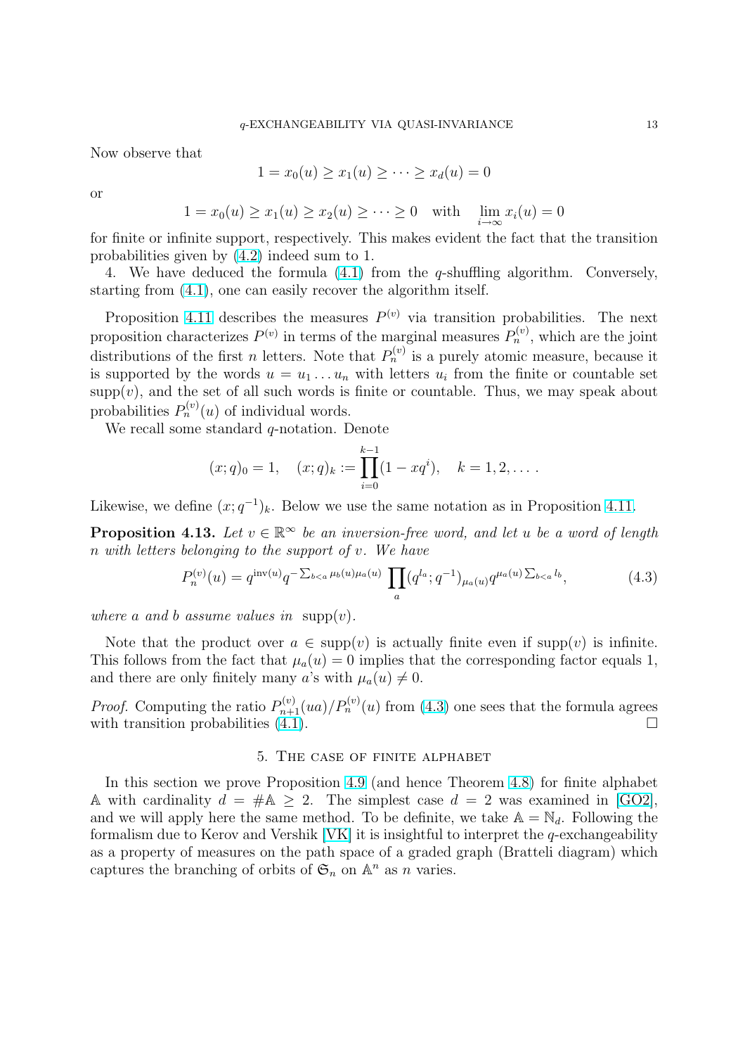Now observe that

$$1 = x_0(u) \geq x_1(u) \geq \cdots \geq x_d(u) = 0$$

or

$$1 = x_0(u) \geq x_1(u) \geq x_2(u) \geq \cdots \geq 0 \quad \text{with} \quad \lim_{i\to\infty} x_i(u) = 0$$

for finite or infinite support, respectively. This makes evident the fact that the transition probabilities given by (4.2) indeed sum to 1.

4. We have deduced the formula (4.1) from the $q$-shuffling algorithm. Conversely, starting from (4.1), one can easily recover the algorithm itself.

Proposition 4.11 describes the measures $P^{(v)}$ via transition probabilities. The next proposition characterizes $P^{(v)}$ in terms of the marginal measures $P^{(v)}_n$, which are the joint distributions of the first $n$ letters. Note that $P^{(v)}_n$ is a purely atomic measure, because it is supported by the words $u = u_1 \dots u_n$ with letters $u_i$ from the finite or countable set $\operatorname{supp}(v)$, and the set of all such words is finite or countable. Thus, we may speak about probabilities $P^{(v)}_n(u)$ of individual words.

We recall some standard $q$-notation. Denote

$$(x;q)_0 = 1, \quad (x;q)_k := \prod_{i=0}^{k-1}(1 - xq^i), \quad k = 1, 2, \dots .$$

Likewise, we define $(x;q^{-1})_k$. Below we use the same notation as in Proposition 4.11.

**Proposition 4.13.** *Let $v \in \mathbb{R}^\infty$ be an inversion-free word, and let $u$ be a word of length $n$ with letters belonging to the support of $v$. We have*

$$P^{(v)}_n(u) = q^{\operatorname{inv}(u)} q^{-\sum_{b<a}\mu_b(u)\mu_a(u)} \prod_a (q^{l_a}; q^{-1})_{\mu_a(u)} q^{\mu_a(u)\sum_{b<a} l_b}, \tag{4.3}$$

*where $a$ and $b$ assume values in* $\operatorname{supp}(v)$.

Note that the product over $a \in \operatorname{supp}(v)$ is actually finite even if $\operatorname{supp}(v)$ is infinite. This follows from the fact that $\mu_a(u) = 0$ implies that the corresponding factor equals 1, and there are only finitely many $a$'s with $\mu_a(u) \neq 0$.

*Proof.* Computing the ratio $P^{(v)}_{n+1}(ua)/P^{(v)}_n(u)$ from (4.3) one sees that the formula agrees with transition probabilities (4.1). □

## 5. The case of finite alphabet

In this section we prove Proposition 4.9 (and hence Theorem 4.8) for finite alphabet $\mathbb{A}$ with cardinality $d = \#\mathbb{A} \geq 2$. The simplest case $d = 2$ was examined in [GO2], and we will apply here the same method. To be definite, we take $\mathbb{A} = \mathbb{N}_d$. Following the formalism due to Kerov and Vershik [VK] it is insightful to interpret the $q$-exchangeability as a property of measures on the path space of a graded graph (Bratteli diagram) which captures the branching of orbits of $\mathfrak{S}_n$ on $\mathbb{A}^n$ as $n$ varies.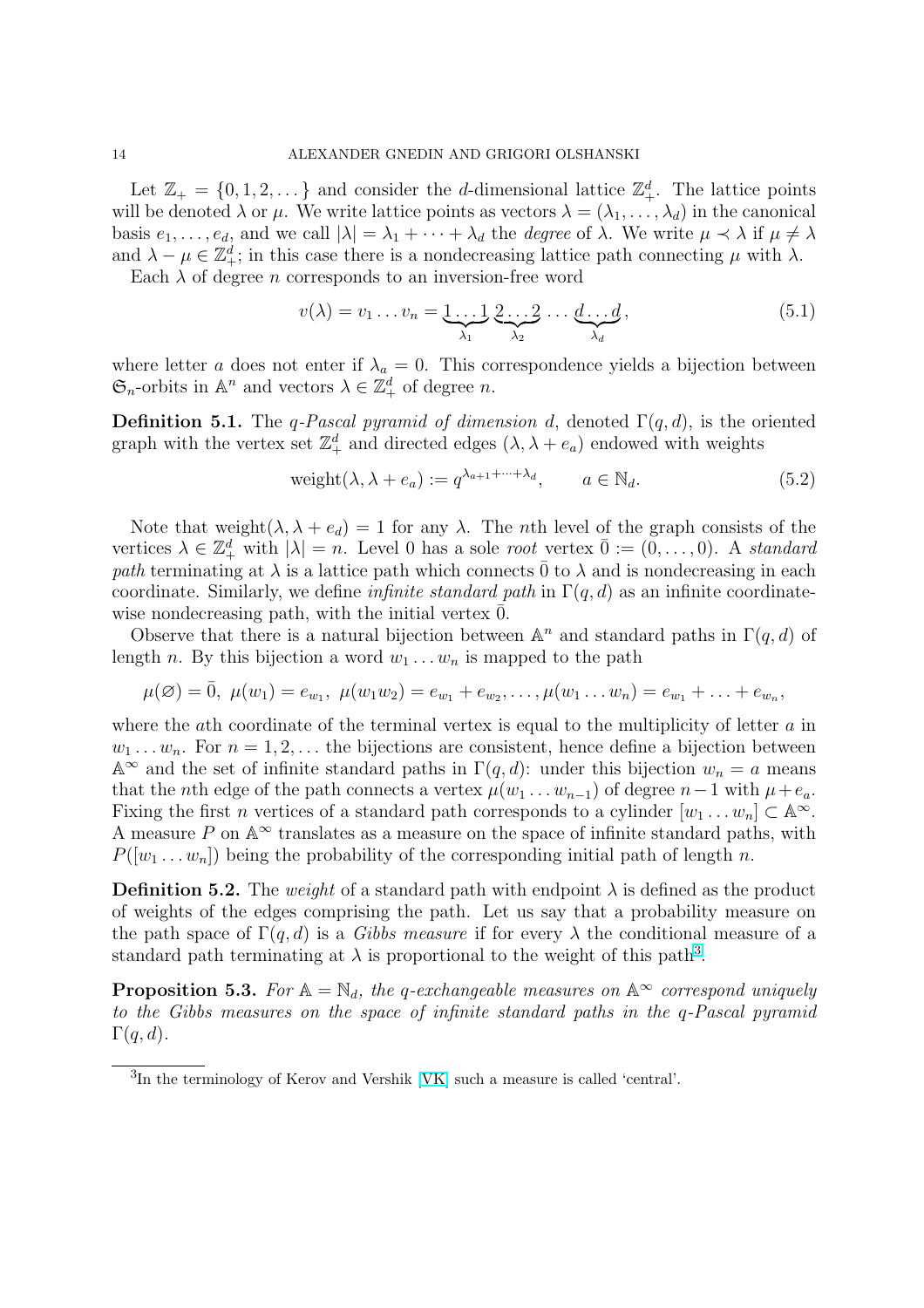Let $\mathbb{Z}_+ = \{0, 1, 2, \dots\}$ and consider the $d$-dimensional lattice $\mathbb{Z}_+^d$. The lattice points will be denoted $\lambda$ or $\mu$. We write lattice points as vectors $\lambda = (\lambda_1, \dots, \lambda_d)$ in the canonical basis $e_1, \dots, e_d$, and we call $|\lambda| = \lambda_1 + \cdots + \lambda_d$ the *degree* of $\lambda$. We write $\mu \prec \lambda$ if $\mu \neq \lambda$ and $\lambda - \mu \in \mathbb{Z}_+^d$; in this case there is a nondecreasing lattice path connecting $\mu$ with $\lambda$.

Each $\lambda$ of degree $n$ corresponds to an inversion-free word

$$v(\lambda) = v_1 \dots v_n = \underbrace{1 \dots 1}_{\lambda_1} \underbrace{2 \dots 2}_{\lambda_2} \dots \underbrace{d \dots d}_{\lambda_d}, \tag{5.1}$$

where letter $a$ does not enter if $\lambda_a = 0$. This correspondence yields a bijection between $\mathfrak{S}_n$-orbits in $\mathbb{A}^n$ and vectors $\lambda \in \mathbb{Z}_+^d$ of degree $n$.

**Definition 5.1.** The *$q$-Pascal pyramid of dimension $d$*, denoted $\Gamma(q, d)$, is the oriented graph with the vertex set $\mathbb{Z}_+^d$ and directed edges $(\lambda, \lambda + e_a)$ endowed with weights

$$\text{weight}(\lambda, \lambda + e_a) := q^{\lambda_{a+1} + \dots + \lambda_d}, \qquad a \in \mathbb{N}_d. \tag{5.2}$$

Note that $\text{weight}(\lambda, \lambda + e_d) = 1$ for any $\lambda$. The $n$th level of the graph consists of the vertices $\lambda \in \mathbb{Z}_+^d$ with $|\lambda| = n$. Level 0 has a sole *root* vertex $\bar{0} := (0, \dots, 0)$. A *standard path* terminating at $\lambda$ is a lattice path which connects $\bar{0}$ to $\lambda$ and is nondecreasing in each coordinate. Similarly, we define *infinite standard path* in $\Gamma(q, d)$ as an infinite coordinate-wise nondecreasing path, with the initial vertex $\bar{0}$.

Observe that there is a natural bijection between $\mathbb{A}^n$ and standard paths in $\Gamma(q, d)$ of length $n$. By this bijection a word $w_1 \dots w_n$ is mapped to the path

$$\mu(\varnothing) = \bar{0},\ \mu(w_1) = e_{w_1},\ \mu(w_1 w_2) = e_{w_1} + e_{w_2}, \dots, \mu(w_1 \dots w_n) = e_{w_1} + \dots + e_{w_n},$$

where the $a$th coordinate of the terminal vertex is equal to the multiplicity of letter $a$ in $w_1 \dots w_n$. For $n = 1, 2, \dots$ the bijections are consistent, hence define a bijection between $\mathbb{A}^\infty$ and the set of infinite standard paths in $\Gamma(q, d)$: under this bijection $w_n = a$ means that the $n$th edge of the path connects a vertex $\mu(w_1 \dots w_{n-1})$ of degree $n-1$ with $\mu + e_a$. Fixing the first $n$ vertices of a standard path corresponds to a cylinder $[w_1 \dots w_n] \subset \mathbb{A}^\infty$. A measure $P$ on $\mathbb{A}^\infty$ translates as a measure on the space of infinite standard paths, with $P([w_1 \dots w_n])$ being the probability of the corresponding initial path of length $n$.

**Definition 5.2.** The *weight* of a standard path with endpoint $\lambda$ is defined as the product of weights of the edges comprising the path. Let us say that a probability measure on the path space of $\Gamma(q, d)$ is a *Gibbs measure* if for every $\lambda$ the conditional measure of a standard path terminating at $\lambda$ is proportional to the weight of this path[3].

**Proposition 5.3.** *For $\mathbb{A} = \mathbb{N}_d$, the $q$-exchangeable measures on $\mathbb{A}^\infty$ correspond uniquely to the Gibbs measures on the space of infinite standard paths in the $q$-Pascal pyramid $\Gamma(q, d)$.*

[3] In the terminology of Kerov and Vershik [VK] such a measure is called 'central'.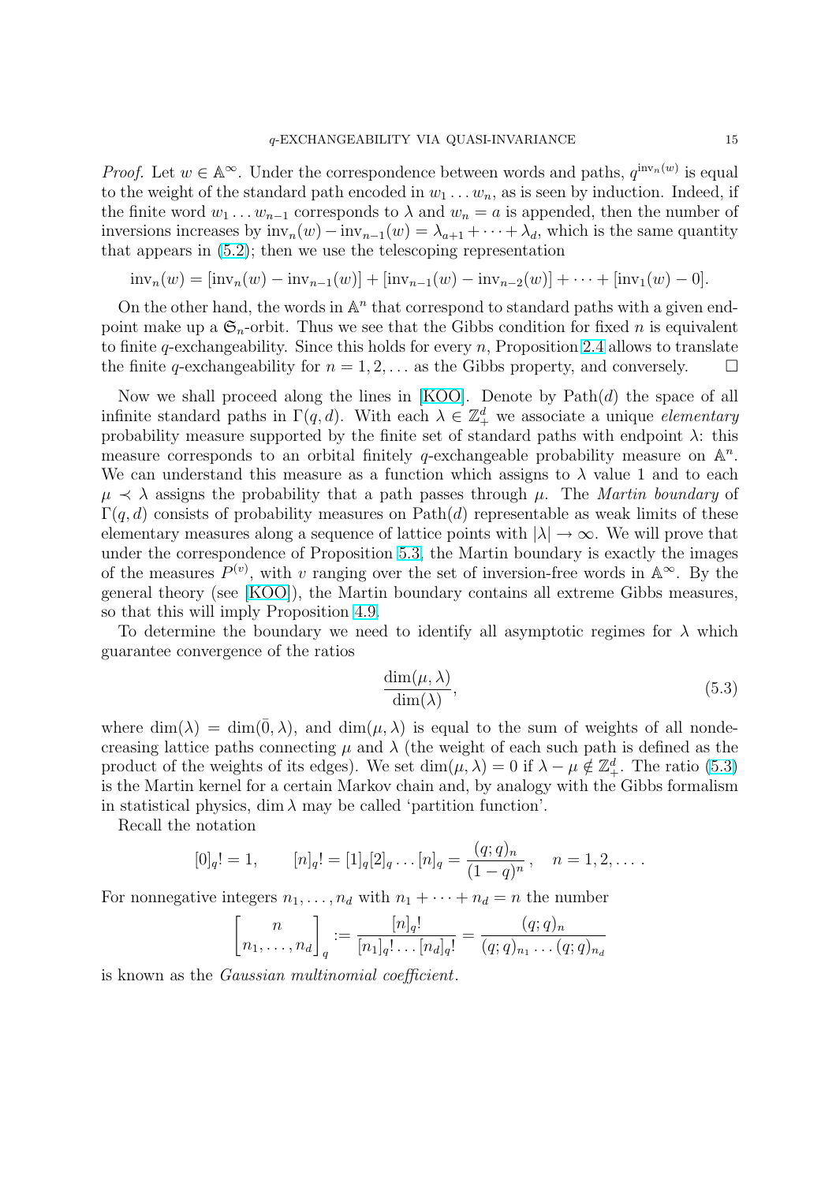*Proof.* Let $w \in \mathbb{A}^\infty$. Under the correspondence between words and paths, $q^{\mathrm{inv}_n(w)}$ is equal to the weight of the standard path encoded in $w_1 \dots w_n$, as is seen by induction. Indeed, if the finite word $w_1 \dots w_{n-1}$ corresponds to $\lambda$ and $w_n = a$ is appended, then the number of inversions increases by $\mathrm{inv}_n(w) - \mathrm{inv}_{n-1}(w) = \lambda_{a+1} + \dots + \lambda_d$, which is the same quantity that appears in (5.2); then we use the telescoping representation

$$\mathrm{inv}_n(w) = [\mathrm{inv}_n(w) - \mathrm{inv}_{n-1}(w)] + [\mathrm{inv}_{n-1}(w) - \mathrm{inv}_{n-2}(w)] + \dots + [\mathrm{inv}_1(w) - 0].$$

On the other hand, the words in $\mathbb{A}^n$ that correspond to standard paths with a given endpoint make up a $\mathfrak{S}_n$-orbit. Thus we see that the Gibbs condition for fixed $n$ is equivalent to finite $q$-exchangeability. Since this holds for every $n$, Proposition 2.4 allows to translate the finite $q$-exchangeability for $n = 1, 2, \dots$ as the Gibbs property, and conversely. $\square$

Now we shall proceed along the lines in [KOO]. Denote by $\mathrm{Path}(d)$ the space of all infinite standard paths in $\Gamma(q, d)$. With each $\lambda \in \mathbb{Z}_+^d$ we associate a unique *elementary* probability measure supported by the finite set of standard paths with endpoint $\lambda$: this measure corresponds to an orbital finitely $q$-exchangeable probability measure on $\mathbb{A}^n$. We can understand this measure as a function which assigns to $\lambda$ value 1 and to each $\mu \prec \lambda$ assigns the probability that a path passes through $\mu$. The *Martin boundary* of $\Gamma(q, d)$ consists of probability measures on $\mathrm{Path}(d)$ representable as weak limits of these elementary measures along a sequence of lattice points with $|\lambda| \to \infty$. We will prove that under the correspondence of Proposition 5.3, the Martin boundary is exactly the images of the measures $P^{(v)}$, with $v$ ranging over the set of inversion-free words in $\mathbb{A}^\infty$. By the general theory (see [KOO]), the Martin boundary contains all extreme Gibbs measures, so that this will imply Proposition 4.9.

To determine the boundary we need to identify all asymptotic regimes for $\lambda$ which guarantee convergence of the ratios

$$\frac{\dim(\mu, \lambda)}{\dim(\lambda)}, \tag{5.3}$$

where $\dim(\lambda) = \dim(\bar{0}, \lambda)$, and $\dim(\mu, \lambda)$ is equal to the sum of weights of all nondecreasing lattice paths connecting $\mu$ and $\lambda$ (the weight of each such path is defined as the product of the weights of its edges). We set $\dim(\mu, \lambda) = 0$ if $\lambda - \mu \notin \mathbb{Z}_+^d$. The ratio (5.3) is the Martin kernel for a certain Markov chain and, by analogy with the Gibbs formalism in statistical physics, $\dim \lambda$ may be called 'partition function'.

Recall the notation

$$[0]_q! = 1, \qquad [n]_q! = [1]_q [2]_q \dots [n]_q = \frac{(q;q)_n}{(1-q)^n}, \quad n = 1, 2, \dots.$$

For nonnegative integers $n_1, \dots, n_d$ with $n_1 + \dots + n_d = n$ the number

$$\begin{bmatrix} n \\ n_1, \dots, n_d \end{bmatrix}_q := \frac{[n]_q!}{[n_1]_q! \dots [n_d]_q!} = \frac{(q;q)_n}{(q;q)_{n_1} \dots (q;q)_{n_d}}$$

is known as the *Gaussian multinomial coefficient*.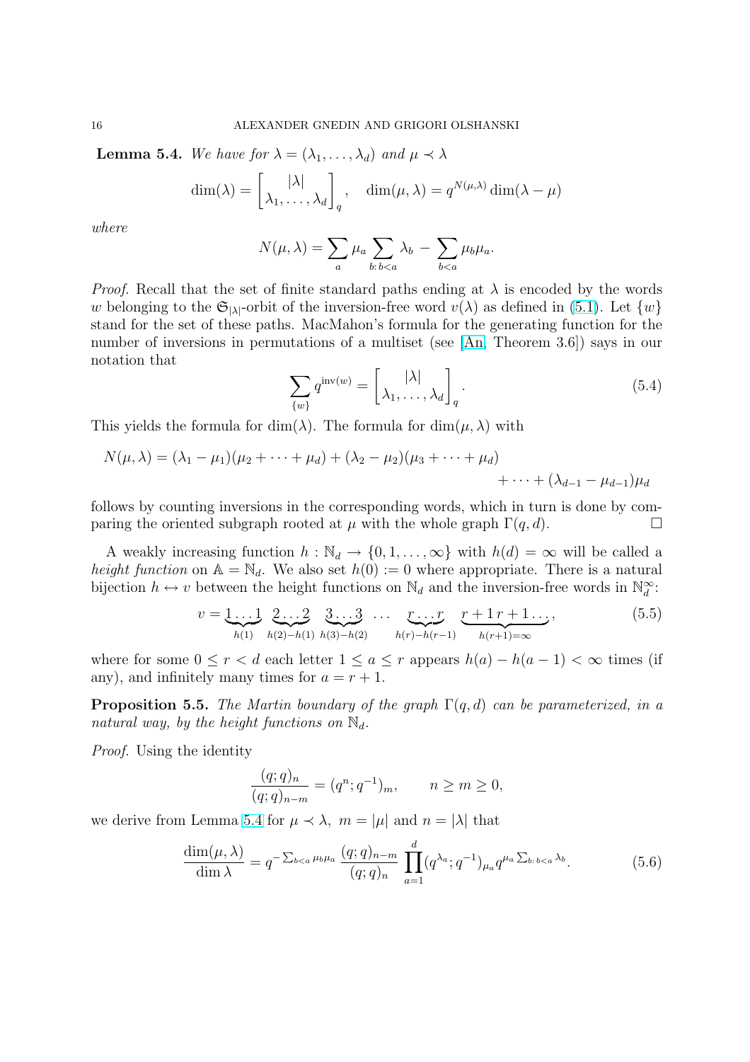**Lemma 5.4.** *We have for $\lambda = (\lambda_1, \dots, \lambda_d)$ and $\mu \prec \lambda$*

$$\dim(\lambda) = \begin{bmatrix} |\lambda| \\ \lambda_1, \dots, \lambda_d \end{bmatrix}_q, \quad \dim(\mu, \lambda) = q^{N(\mu,\lambda)} \dim(\lambda - \mu)$$

*where*

$$N(\mu, \lambda) = \sum_a \mu_a \sum_{b:\, b<a} \lambda_b \;-\; \sum_{b<a} \mu_b \mu_a.$$

*Proof.* Recall that the set of finite standard paths ending at $\lambda$ is encoded by the words $w$ belonging to the $\mathfrak{S}_{|\lambda|}$-orbit of the inversion-free word $v(\lambda)$ as defined in (5.1). Let $\{w\}$ stand for the set of these paths. MacMahon's formula for the generating function for the number of inversions in permutations of a multiset (see [An, Theorem 3.6]) says in our notation that

$$\sum_{\{w\}} q^{\mathrm{inv}(w)} = \begin{bmatrix} |\lambda| \\ \lambda_1, \dots, \lambda_d \end{bmatrix}_q. \tag{5.4}$$

This yields the formula for $\dim(\lambda)$. The formula for $\dim(\mu, \lambda)$ with

$$N(\mu, \lambda) = (\lambda_1 - \mu_1)(\mu_2 + \dots + \mu_d) + (\lambda_2 - \mu_2)(\mu_3 + \dots + \mu_d) + \dots + (\lambda_{d-1} - \mu_{d-1})\mu_d$$

follows by counting inversions in the corresponding words, which in turn is done by comparing the oriented subgraph rooted at $\mu$ with the whole graph $\Gamma(q, d)$. $\square$

A weakly increasing function $h : \mathbb{N}_d \to \{0, 1, \dots, \infty\}$ with $h(d) = \infty$ will be called a *height function* on $\mathbb{A} = \mathbb{N}_d$. We also set $h(0) := 0$ where appropriate. There is a natural bijection $h \leftrightarrow v$ between the height functions on $\mathbb{N}_d$ and the inversion-free words in $\mathbb{N}_d^\infty$:

$$v = \underbrace{1 \dots 1}_{h(1)} \; \underbrace{2 \dots 2}_{h(2)-h(1)} \; \underbrace{3 \dots 3}_{h(3)-h(2)} \; \cdots \; \underbrace{r \dots r}_{h(r)-h(r-1)} \; \underbrace{r+1\, r+1 \dots}_{h(r+1)=\infty}, \tag{5.5}$$

where for some $0 \le r < d$ each letter $1 \le a \le r$ appears $h(a) - h(a-1) < \infty$ times (if any), and infinitely many times for $a = r + 1$.

**Proposition 5.5.** *The Martin boundary of the graph $\Gamma(q, d)$ can be parameterized, in a natural way, by the height functions on $\mathbb{N}_d$.*

*Proof.* Using the identity

$$\frac{(q;q)_n}{(q;q)_{n-m}} = (q^n; q^{-1})_m, \qquad n \ge m \ge 0,$$

we derive from Lemma 5.4 for $\mu \prec \lambda$, $m = |\mu|$ and $n = |\lambda|$ that

$$\frac{\dim(\mu, \lambda)}{\dim \lambda} = q^{-\sum_{b<a} \mu_b \mu_a} \, \frac{(q;q)_{n-m}}{(q;q)_n} \prod_{a=1}^{d} (q^{\lambda_a}; q^{-1})_{\mu_a} q^{\mu_a \sum_{b:\, b<a} \lambda_b}. \tag{5.6}$$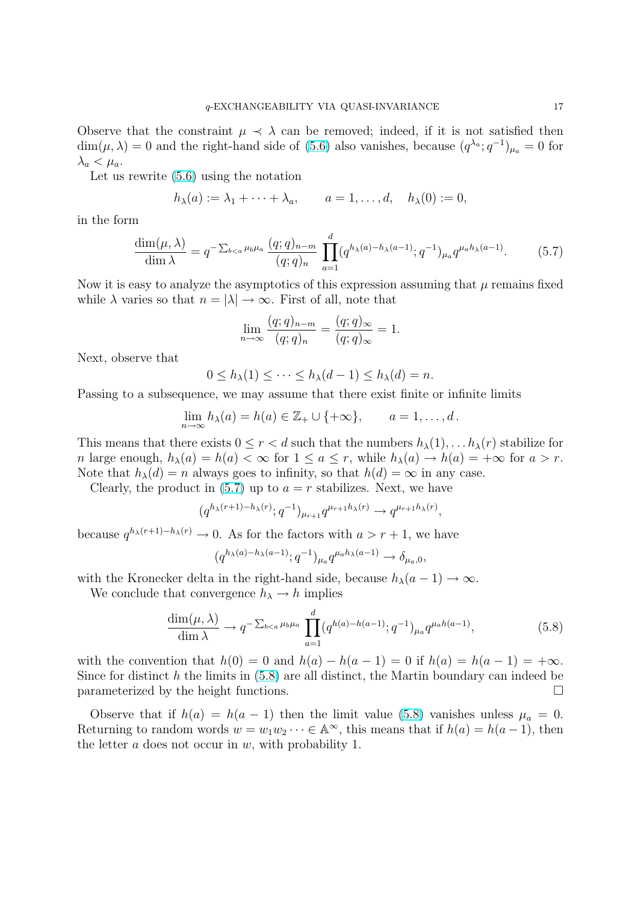Observe that the constraint $\mu \prec \lambda$ can be removed; indeed, if it is not satisfied then $\dim(\mu, \lambda) = 0$ and the right-hand side of (5.6) also vanishes, because $(q^{\lambda_a}; q^{-1})_{\mu_a} = 0$ for $\lambda_a < \mu_a$.

Let us rewrite (5.6) using the notation

$$h_\lambda(a) := \lambda_1 + \cdots + \lambda_a, \qquad a = 1, \ldots, d, \quad h_\lambda(0) := 0,$$

in the form

$$\frac{\dim(\mu, \lambda)}{\dim \lambda} = q^{-\sum_{b<a} \mu_b \mu_a} \frac{(q;q)_{n-m}}{(q;q)_n} \prod_{a=1}^{d} (q^{h_\lambda(a) - h_\lambda(a-1)}; q^{-1})_{\mu_a} q^{\mu_a h_\lambda(a-1)}. \tag{5.7}$$

Now it is easy to analyze the asymptotics of this expression assuming that $\mu$ remains fixed while $\lambda$ varies so that $n = |\lambda| \to \infty$. First of all, note that

$$\lim_{n\to\infty} \frac{(q;q)_{n-m}}{(q;q)_n} = \frac{(q;q)_\infty}{(q;q)_\infty} = 1.$$

Next, observe that

$$0 \le h_\lambda(1) \le \cdots \le h_\lambda(d-1) \le h_\lambda(d) = n.$$

Passing to a subsequence, we may assume that there exist finite or infinite limits

$$\lim_{n\to\infty} h_\lambda(a) = h(a) \in \mathbb{Z}_+ \cup \{+\infty\}, \qquad a = 1, \ldots, d\,.$$

This means that there exists $0 \le r < d$ such that the numbers $h_\lambda(1), \ldots h_\lambda(r)$ stabilize for $n$ large enough, $h_\lambda(a) = h(a) < \infty$ for $1 \le a \le r$, while $h_\lambda(a) \to h(a) = +\infty$ for $a > r$. Note that $h_\lambda(d) = n$ always goes to infinity, so that $h(d) = \infty$ in any case.

Clearly, the product in (5.7) up to $a = r$ stabilizes. Next, we have

$$(q^{h_\lambda(r+1) - h_\lambda(r)}; q^{-1})_{\mu_{r+1}} q^{\mu_{r+1} h_\lambda(r)} \to q^{\mu_{r+1} h_\lambda(r)},$$

because $q^{h_\lambda(r+1) - h_\lambda(r)} \to 0$. As for the factors with $a > r+1$, we have

$$(q^{h_\lambda(a) - h_\lambda(a-1)}; q^{-1})_{\mu_a} q^{\mu_a h_\lambda(a-1)} \to \delta_{\mu_a, 0},$$

with the Kronecker delta in the right-hand side, because $h_\lambda(a-1) \to \infty$.

We conclude that convergence $h_\lambda \to h$ implies

$$\frac{\dim(\mu, \lambda)}{\dim \lambda} \to q^{-\sum_{b<a} \mu_b \mu_a} \prod_{a=1}^{d} (q^{h(a) - h(a-1)}; q^{-1})_{\mu_a} q^{\mu_a h(a-1)}, \tag{5.8}$$

with the convention that $h(0) = 0$ and $h(a) - h(a-1) = 0$ if $h(a) = h(a-1) = +\infty$. Since for distinct $h$ the limits in (5.8) are all distinct, the Martin boundary can indeed be parameterized by the height functions. □

Observe that if $h(a) = h(a-1)$ then the limit value (5.8) vanishes unless $\mu_a = 0$. Returning to random words $w = w_1 w_2 \cdots \in \mathbb{A}^\infty$, this means that if $h(a) = h(a-1)$, then the letter $a$ does not occur in $w$, with probability 1.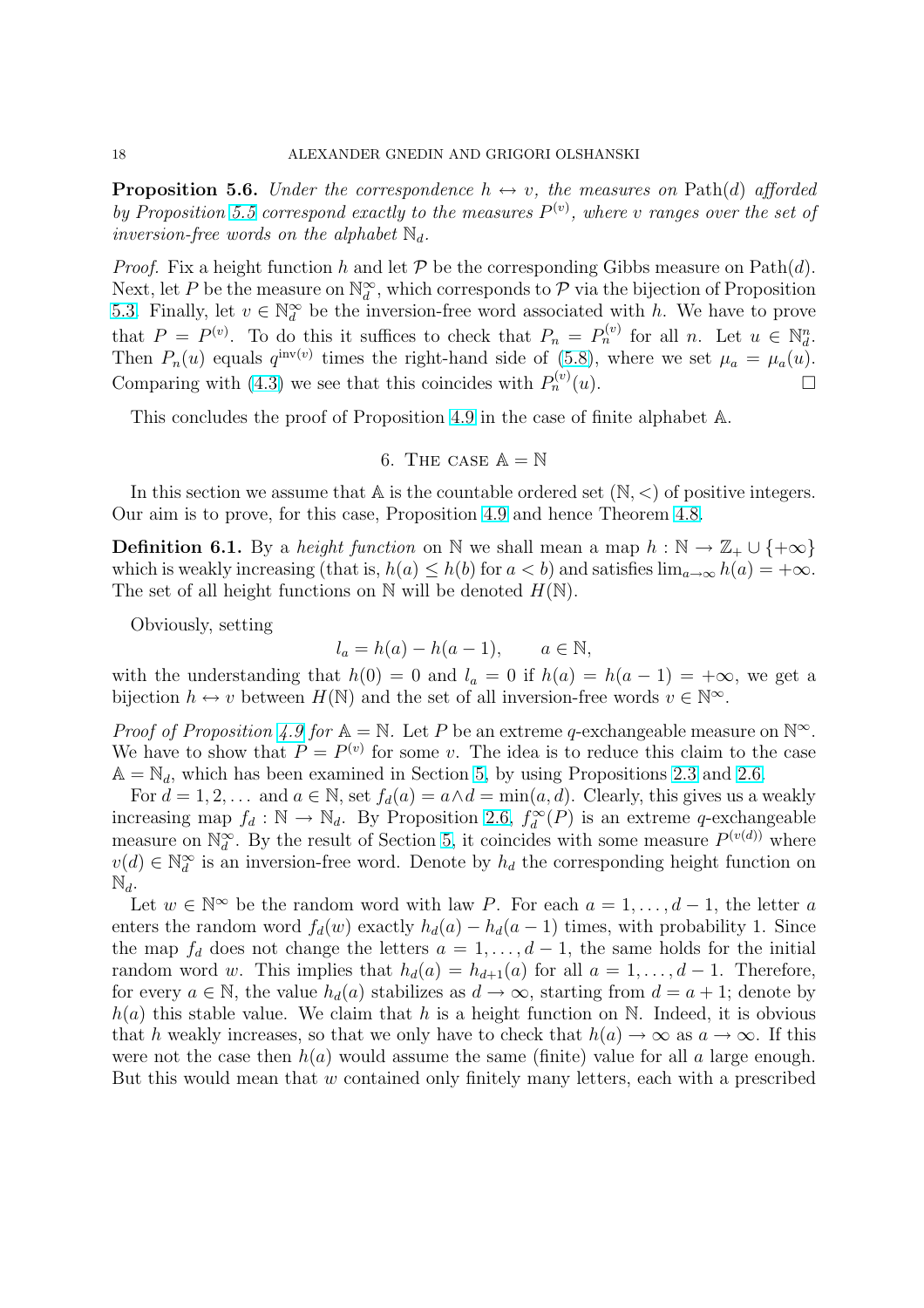**Proposition 5.6.** *Under the correspondence $h \leftrightarrow v$, the measures on* $\mathrm{Path}(d)$ *afforded by Proposition 5.5 correspond exactly to the measures $P^{(v)}$, where $v$ ranges over the set of inversion-free words on the alphabet $\mathbb{N}_d$.*

*Proof.* Fix a height function $h$ and let $\mathcal{P}$ be the corresponding Gibbs measure on $\mathrm{Path}(d)$. Next, let $P$ be the measure on $\mathbb{N}_d^\infty$, which corresponds to $\mathcal{P}$ via the bijection of Proposition 5.3. Finally, let $v \in \mathbb{N}_d^\infty$ be the inversion-free word associated with $h$. We have to prove that $P = P^{(v)}$. To do this it suffices to check that $P_n = P_n^{(v)}$ for all $n$. Let $u \in \mathbb{N}_d^n$. Then $P_n(u)$ equals $q^{\mathrm{inv}(v)}$ times the right-hand side of (5.8), where we set $\mu_a = \mu_a(u)$. Comparing with (4.3) we see that this coincides with $P_n^{(v)}(u)$. $\square$

This concludes the proof of Proposition 4.9 in the case of finite alphabet $\mathbb{A}$.

## 6. The case $\mathbb{A} = \mathbb{N}$

In this section we assume that $\mathbb{A}$ is the countable ordered set $(\mathbb{N}, <)$ of positive integers. Our aim is to prove, for this case, Proposition 4.9 and hence Theorem 4.8.

**Definition 6.1.** By a *height function* on $\mathbb{N}$ we shall mean a map $h : \mathbb{N} \to \mathbb{Z}_+ \cup \{+\infty\}$ which is weakly increasing (that is, $h(a) \le h(b)$ for $a < b$) and satisfies $\lim_{a\to\infty} h(a) = +\infty$. The set of all height functions on $\mathbb{N}$ will be denoted $H(\mathbb{N})$.

Obviously, setting

$$l_a = h(a) - h(a-1), \qquad a \in \mathbb{N},$$

with the understanding that $h(0) = 0$ and $l_a = 0$ if $h(a) = h(a-1) = +\infty$, we get a bijection $h \leftrightarrow v$ between $H(\mathbb{N})$ and the set of all inversion-free words $v \in \mathbb{N}^\infty$.

*Proof of Proposition 4.9 for $\mathbb{A} = \mathbb{N}$.* Let $P$ be an extreme $q$-exchangeable measure on $\mathbb{N}^\infty$. We have to show that $P = P^{(v)}$ for some $v$. The idea is to reduce this claim to the case $\mathbb{A} = \mathbb{N}_d$, which has been examined in Section 5, by using Propositions 2.3 and 2.6.

For $d = 1, 2, \dots$ and $a \in \mathbb{N}$, set $f_d(a) = a \wedge d = \min(a, d)$. Clearly, this gives us a weakly increasing map $f_d : \mathbb{N} \to \mathbb{N}_d$. By Proposition 2.6, $f_d^\infty(P)$ is an extreme $q$-exchangeable measure on $\mathbb{N}_d^\infty$. By the result of Section 5, it coincides with some measure $P^{(v(d))}$ where $v(d) \in \mathbb{N}_d^\infty$ is an inversion-free word. Denote by $h_d$ the corresponding height function on $\mathbb{N}_d$.

Let $w \in \mathbb{N}^\infty$ be the random word with law $P$. For each $a = 1, \dots, d-1$, the letter $a$ enters the random word $f_d(w)$ exactly $h_d(a) - h_d(a-1)$ times, with probability 1. Since the map $f_d$ does not change the letters $a = 1, \dots, d-1$, the same holds for the initial random word $w$. This implies that $h_d(a) = h_{d+1}(a)$ for all $a = 1, \dots, d-1$. Therefore, for every $a \in \mathbb{N}$, the value $h_d(a)$ stabilizes as $d \to \infty$, starting from $d = a+1$; denote by $h(a)$ this stable value. We claim that $h$ is a height function on $\mathbb{N}$. Indeed, it is obvious that $h$ weakly increases, so that we only have to check that $h(a) \to \infty$ as $a \to \infty$. If this were not the case then $h(a)$ would assume the same (finite) value for all $a$ large enough. But this would mean that $w$ contained only finitely many letters, each with a prescribed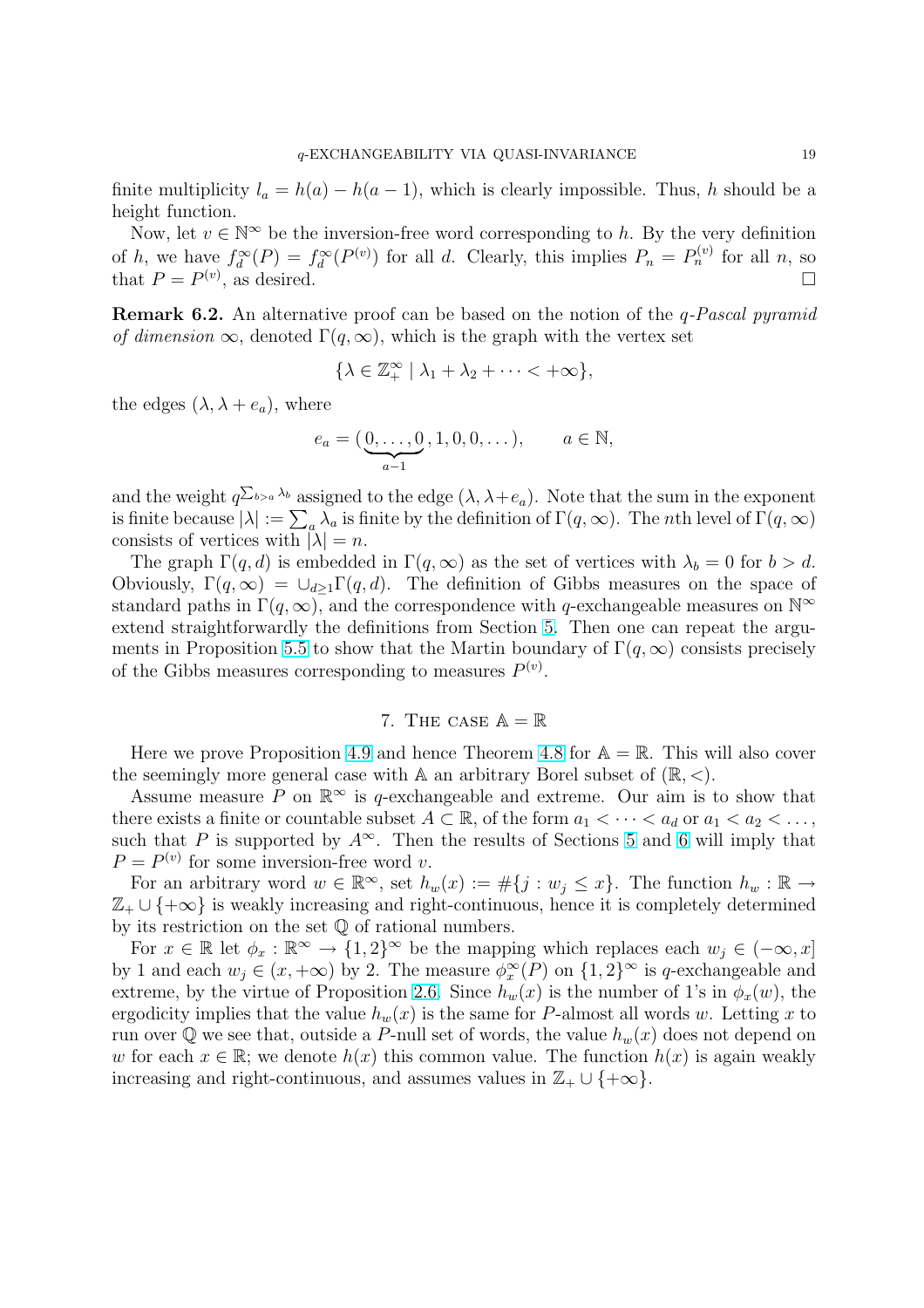finite multiplicity $l_a = h(a) - h(a-1)$, which is clearly impossible. Thus, $h$ should be a height function.

Now, let $v \in \mathbb{N}^\infty$ be the inversion-free word corresponding to $h$. By the very definition of $h$, we have $f_d^\infty(P) = f_d^\infty(P^{(v)})$ for all $d$. Clearly, this implies $P_n = P_n^{(v)}$ for all $n$, so that $P = P^{(v)}$, as desired. □

**Remark 6.2.** An alternative proof can be based on the notion of the *$q$-Pascal pyramid of dimension* $\infty$, denoted $\Gamma(q,\infty)$, which is the graph with the vertex set

$$\{\lambda \in \mathbb{Z}_+^\infty \mid \lambda_1 + \lambda_2 + \cdots < +\infty\},$$

the edges $(\lambda, \lambda + e_a)$, where

$$e_a = (\underbrace{0,\dots,0}_{a-1}, 1, 0, 0, \dots), \qquad a \in \mathbb{N},$$

and the weight $q^{\sum_{b>a}\lambda_b}$ assigned to the edge $(\lambda, \lambda+e_a)$. Note that the sum in the exponent is finite because $|\lambda| := \sum_a \lambda_a$ is finite by the definition of $\Gamma(q,\infty)$. The $n$th level of $\Gamma(q,\infty)$ consists of vertices with $|\lambda| = n$.

The graph $\Gamma(q,d)$ is embedded in $\Gamma(q,\infty)$ as the set of vertices with $\lambda_b = 0$ for $b > d$. Obviously, $\Gamma(q,\infty) = \cup_{d\ge 1}\Gamma(q,d)$. The definition of Gibbs measures on the space of standard paths in $\Gamma(q,\infty)$, and the correspondence with $q$-exchangeable measures on $\mathbb{N}^\infty$ extend straightforwardly the definitions from Section 5. Then one can repeat the arguments in Proposition 5.5 to show that the Martin boundary of $\Gamma(q,\infty)$ consists precisely of the Gibbs measures corresponding to measures $P^{(v)}$.

## 7. The case $\mathbb{A} = \mathbb{R}$

Here we prove Proposition 4.9 and hence Theorem 4.8 for $\mathbb{A} = \mathbb{R}$. This will also cover the seemingly more general case with $\mathbb{A}$ an arbitrary Borel subset of $(\mathbb{R}, <)$.

Assume measure $P$ on $\mathbb{R}^\infty$ is $q$-exchangeable and extreme. Our aim is to show that there exists a finite or countable subset $A \subset \mathbb{R}$, of the form $a_1 < \cdots < a_d$ or $a_1 < a_2 < \dots$, such that $P$ is supported by $A^\infty$. Then the results of Sections 5 and 6 will imply that $P = P^{(v)}$ for some inversion-free word $v$.

For an arbitrary word $w \in \mathbb{R}^\infty$, set $h_w(x) := \#\{j : w_j \le x\}$. The function $h_w : \mathbb{R} \to \mathbb{Z}_+ \cup \{+\infty\}$ is weakly increasing and right-continuous, hence it is completely determined by its restriction on the set $\mathbb{Q}$ of rational numbers.

For $x \in \mathbb{R}$ let $\phi_x : \mathbb{R}^\infty \to \{1,2\}^\infty$ be the mapping which replaces each $w_j \in (-\infty, x]$ by 1 and each $w_j \in (x, +\infty)$ by 2. The measure $\phi_x^\infty(P)$ on $\{1,2\}^\infty$ is $q$-exchangeable and extreme, by the virtue of Proposition 2.6. Since $h_w(x)$ is the number of 1's in $\phi_x(w)$, the ergodicity implies that the value $h_w(x)$ is the same for $P$-almost all words $w$. Letting $x$ to run over $\mathbb{Q}$ we see that, outside a $P$-null set of words, the value $h_w(x)$ does not depend on $w$ for each $x \in \mathbb{R}$; we denote $h(x)$ this common value. The function $h(x)$ is again weakly increasing and right-continuous, and assumes values in $\mathbb{Z}_+ \cup \{+\infty\}$.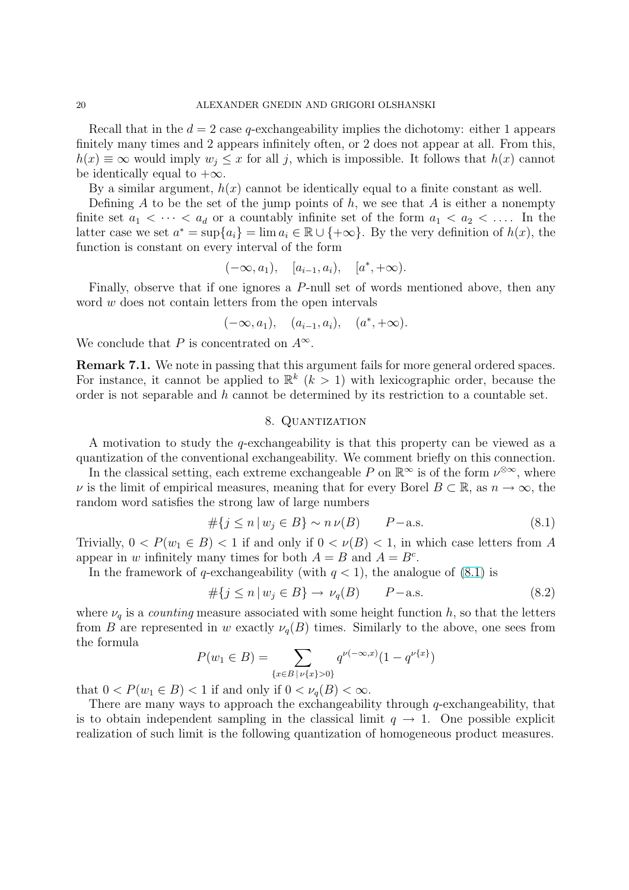Recall that in the $d = 2$ case $q$-exchangeability implies the dichotomy: either 1 appears finitely many times and 2 appears infinitely often, or 2 does not appear at all. From this, $h(x) \equiv \infty$ would imply $w_j \le x$ for all $j$, which is impossible. It follows that $h(x)$ cannot be identically equal to $+\infty$.

By a similar argument, $h(x)$ cannot be identically equal to a finite constant as well.

Defining $A$ to be the set of the jump points of $h$, we see that $A$ is either a nonempty finite set $a_1 < \cdots < a_d$ or a countably infinite set of the form $a_1 < a_2 < \ldots$. In the latter case we set $a^* = \sup\{a_i\} = \lim a_i \in \mathbb{R} \cup \{+\infty\}$. By the very definition of $h(x)$, the function is constant on every interval of the form

$$(-\infty, a_1), \quad [a_{i-1}, a_i), \quad [a^*, +\infty).$$

Finally, observe that if one ignores a $P$-null set of words mentioned above, then any word $w$ does not contain letters from the open intervals

$$(-\infty, a_1), \quad (a_{i-1}, a_i), \quad (a^*, +\infty).$$

We conclude that $P$ is concentrated on $A^\infty$.

**Remark 7.1.** We note in passing that this argument fails for more general ordered spaces. For instance, it cannot be applied to $\mathbb{R}^k$ $(k > 1)$ with lexicographic order, because the order is not separable and $h$ cannot be determined by its restriction to a countable set.

## 8. Quantization

A motivation to study the $q$-exchangeability is that this property can be viewed as a quantization of the conventional exchangeability. We comment briefly on this connection.

In the classical setting, each extreme exchangeable $P$ on $\mathbb{R}^\infty$ is of the form $\nu^{\otimes\infty}$, where $\nu$ is the limit of empirical measures, meaning that for every Borel $B \subset \mathbb{R}$, as $n \to \infty$, the random word satisfies the strong law of large numbers

$$\#\{j \le n \,|\, w_j \in B\} \sim n\,\nu(B) \qquad P-\text{a.s.} \tag{8.1}$$

Trivially, $0 < P(w_1 \in B) < 1$ if and only if $0 < \nu(B) < 1$, in which case letters from $A$ appear in $w$ infinitely many times for both $A = B$ and $A = B^c$.

In the framework of $q$-exchangeability (with $q < 1$), the analogue of (8.1) is

$$\#\{j \le n \,|\, w_j \in B\} \to \nu_q(B) \qquad P-\text{a.s.} \tag{8.2}$$

where $\nu_q$ is a *counting* measure associated with some height function $h$, so that the letters from $B$ are represented in $w$ exactly $\nu_q(B)$ times. Similarly to the above, one sees from the formula

$$P(w_1 \in B) = \sum_{\{x \in B \,|\, \nu\{x\} > 0\}} q^{\nu(-\infty, x)}(1 - q^{\nu\{x\}})$$

that $0 < P(w_1 \in B) < 1$ if and only if $0 < \nu_q(B) < \infty$.

There are many ways to approach the exchangeability through $q$-exchangeability, that is to obtain independent sampling in the classical limit $q \to 1$. One possible explicit realization of such limit is the following quantization of homogeneous product measures.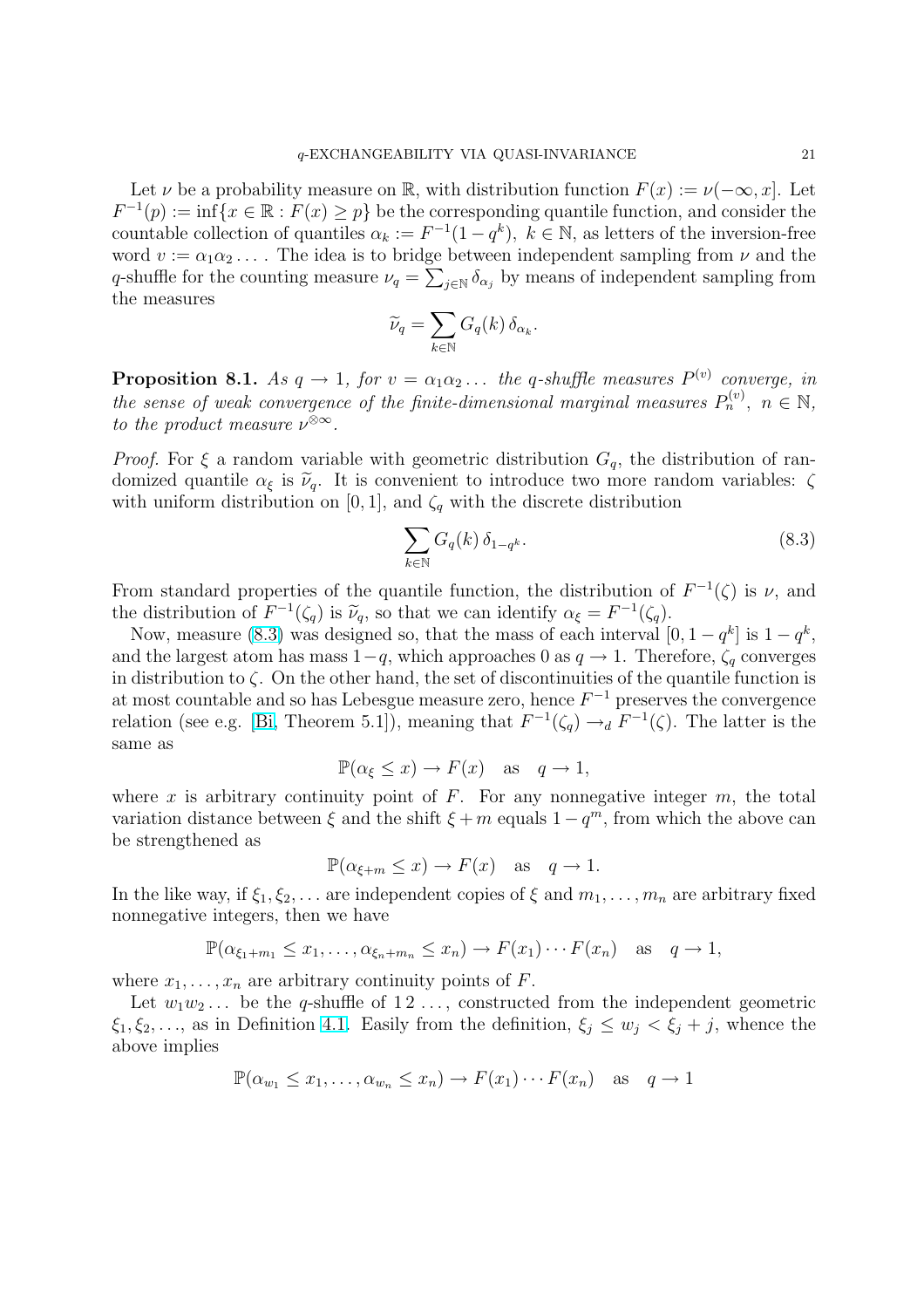Let $\nu$ be a probability measure on $\mathbb{R}$, with distribution function $F(x) := \nu(-\infty, x]$. Let $F^{-1}(p) := \inf\{x \in \mathbb{R} : F(x) \geq p\}$ be the corresponding quantile function, and consider the countable collection of quantiles $\alpha_k := F^{-1}(1 - q^k)$, $k \in \mathbb{N}$, as letters of the inversion-free word $v := \alpha_1 \alpha_2 \dots$ . The idea is to bridge between independent sampling from $\nu$ and the $q$-shuffle for the counting measure $\nu_q = \sum_{j \in \mathbb{N}} \delta_{\alpha_j}$ by means of independent sampling from the measures

$$\widetilde{\nu}_q = \sum_{k \in \mathbb{N}} G_q(k)\, \delta_{\alpha_k}.$$

**Proposition 8.1.** *As $q \to 1$, for $v = \alpha_1 \alpha_2 \dots$ the $q$-shuffle measures $P^{(v)}$ converge, in the sense of weak convergence of the finite-dimensional marginal measures $P_n^{(v)}$, $n \in \mathbb{N}$, to the product measure $\nu^{\otimes \infty}$.*

*Proof.* For $\xi$ a random variable with geometric distribution $G_q$, the distribution of randomized quantile $\alpha_\xi$ is $\widetilde{\nu}_q$. It is convenient to introduce two more random variables: $\zeta$ with uniform distribution on $[0, 1]$, and $\zeta_q$ with the discrete distribution

$$\sum_{k \in \mathbb{N}} G_q(k)\, \delta_{1 - q^k}. \tag{8.3}$$

From standard properties of the quantile function, the distribution of $F^{-1}(\zeta)$ is $\nu$, and the distribution of $F^{-1}(\zeta_q)$ is $\widetilde{\nu}_q$, so that we can identify $\alpha_\xi = F^{-1}(\zeta_q)$.

Now, measure (8.3) was designed so, that the mass of each interval $[0, 1 - q^k]$ is $1 - q^k$, and the largest atom has mass $1 - q$, which approaches 0 as $q \to 1$. Therefore, $\zeta_q$ converges in distribution to $\zeta$. On the other hand, the set of discontinuities of the quantile function is at most countable and so has Lebesgue measure zero, hence $F^{-1}$ preserves the convergence relation (see e.g. [Bi, Theorem 5.1]), meaning that $F^{-1}(\zeta_q) \to_d F^{-1}(\zeta)$. The latter is the same as

$$\mathbb{P}(\alpha_\xi \leq x) \to F(x) \quad \text{as} \quad q \to 1,$$

where $x$ is arbitrary continuity point of $F$. For any nonnegative integer $m$, the total variation distance between $\xi$ and the shift $\xi + m$ equals $1 - q^m$, from which the above can be strengthened as

$$\mathbb{P}(\alpha_{\xi + m} \leq x) \to F(x) \quad \text{as} \quad q \to 1.$$

In the like way, if $\xi_1, \xi_2, \dots$ are independent copies of $\xi$ and $m_1, \dots, m_n$ are arbitrary fixed nonnegative integers, then we have

$$\mathbb{P}(\alpha_{\xi_1 + m_1} \leq x_1, \dots, \alpha_{\xi_n + m_n} \leq x_n) \to F(x_1) \cdots F(x_n) \quad \text{as} \quad q \to 1,$$

where $x_1, \dots, x_n$ are arbitrary continuity points of $F$.

Let $w_1 w_2 \dots$ be the $q$-shuffle of $1\,2\,\dots$, constructed from the independent geometric $\xi_1, \xi_2, \dots$, as in Definition 4.1. Easily from the definition, $\xi_j \leq w_j < \xi_j + j$, whence the above implies

$$\mathbb{P}(\alpha_{w_1} \leq x_1, \dots, \alpha_{w_n} \leq x_n) \to F(x_1) \cdots F(x_n) \quad \text{as} \quad q \to 1$$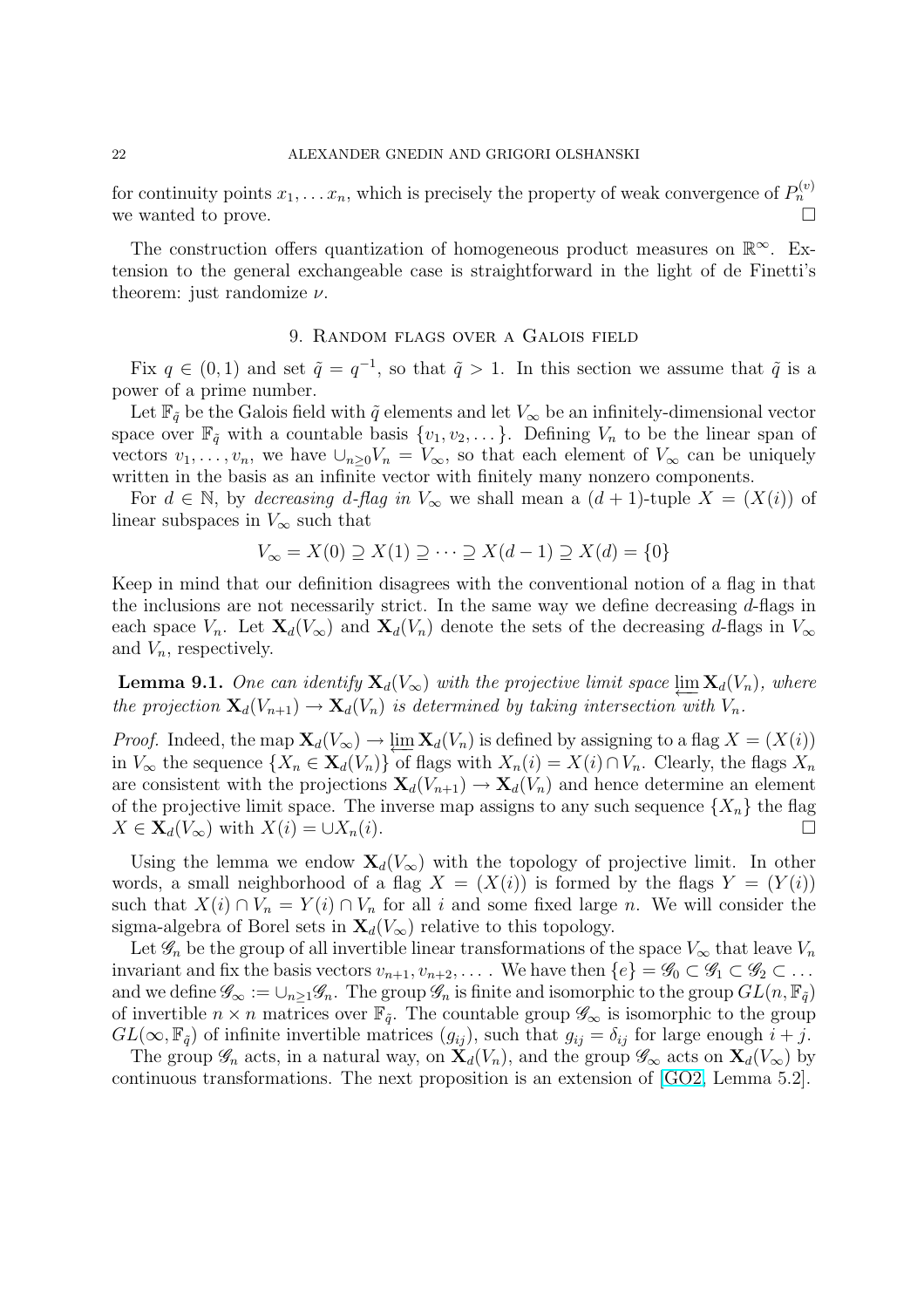for continuity points $x_1, \dots x_n$, which is precisely the property of weak convergence of $P_n^{(v)}$ we wanted to prove. $\square$

The construction offers quantization of homogeneous product measures on $\mathbb{R}^\infty$. Extension to the general exchangeable case is straightforward in the light of de Finetti's theorem: just randomize $\nu$.

## 9. Random flags over a Galois field

Fix $q \in (0,1)$ and set $\tilde{q} = q^{-1}$, so that $\tilde{q} > 1$. In this section we assume that $\tilde{q}$ is a power of a prime number.

Let $\mathbb{F}_{\tilde{q}}$ be the Galois field with $\tilde{q}$ elements and let $V_\infty$ be an infinitely-dimensional vector space over $\mathbb{F}_{\tilde{q}}$ with a countable basis $\{v_1, v_2, \dots\}$. Defining $V_n$ to be the linear span of vectors $v_1, \dots, v_n$, we have $\cup_{n \ge 0} V_n = V_\infty$, so that each element of $V_\infty$ can be uniquely written in the basis as an infinite vector with finitely many nonzero components.

For $d \in \mathbb{N}$, by *decreasing d-flag in* $V_\infty$ we shall mean a $(d+1)$-tuple $X = (X(i))$ of linear subspaces in $V_\infty$ such that

$$V_\infty = X(0) \supseteq X(1) \supseteq \dots \supseteq X(d-1) \supseteq X(d) = \{0\}$$

Keep in mind that our definition disagrees with the conventional notion of a flag in that the inclusions are not necessarily strict. In the same way we define decreasing $d$-flags in each space $V_n$. Let $\mathbf{X}_d(V_\infty)$ and $\mathbf{X}_d(V_n)$ denote the sets of the decreasing $d$-flags in $V_\infty$ and $V_n$, respectively.

**Lemma 9.1.** *One can identify $\mathbf{X}_d(V_\infty)$ with the projective limit space $\varprojlim \mathbf{X}_d(V_n)$, where the projection $\mathbf{X}_d(V_{n+1}) \to \mathbf{X}_d(V_n)$ is determined by taking intersection with $V_n$.*

*Proof.* Indeed, the map $\mathbf{X}_d(V_\infty) \to \varprojlim \mathbf{X}_d(V_n)$ is defined by assigning to a flag $X = (X(i))$ in $V_\infty$ the sequence $\{X_n \in \mathbf{X}_d(V_n)\}$ of flags with $X_n(i) = X(i) \cap V_n$. Clearly, the flags $X_n$ are consistent with the projections $\mathbf{X}_d(V_{n+1}) \to \mathbf{X}_d(V_n)$ and hence determine an element of the projective limit space. The inverse map assigns to any such sequence $\{X_n\}$ the flag $X \in \mathbf{X}_d(V_\infty)$ with $X(i) = \cup X_n(i)$. $\square$

Using the lemma we endow $\mathbf{X}_d(V_\infty)$ with the topology of projective limit. In other words, a small neighborhood of a flag $X = (X(i))$ is formed by the flags $Y = (Y(i))$ such that $X(i) \cap V_n = Y(i) \cap V_n$ for all $i$ and some fixed large $n$. We will consider the sigma-algebra of Borel sets in $\mathbf{X}_d(V_\infty)$ relative to this topology.

Let $\mathscr{G}_n$ be the group of all invertible linear transformations of the space $V_\infty$ that leave $V_n$ invariant and fix the basis vectors $v_{n+1}, v_{n+2}, \dots$. We have then $\{e\} = \mathscr{G}_0 \subset \mathscr{G}_1 \subset \mathscr{G}_2 \subset \dots$ and we define $\mathscr{G}_\infty := \cup_{n \ge 1} \mathscr{G}_n$. The group $\mathscr{G}_n$ is finite and isomorphic to the group $GL(n, \mathbb{F}_{\tilde{q}})$ of invertible $n \times n$ matrices over $\mathbb{F}_{\tilde{q}}$. The countable group $\mathscr{G}_\infty$ is isomorphic to the group $GL(\infty, \mathbb{F}_{\tilde{q}})$ of infinite invertible matrices $(g_{ij})$, such that $g_{ij} = \delta_{ij}$ for large enough $i + j$.

The group $\mathscr{G}_n$ acts, in a natural way, on $\mathbf{X}_d(V_n)$, and the group $\mathscr{G}_\infty$ acts on $\mathbf{X}_d(V_\infty)$ by continuous transformations. The next proposition is an extension of [GO2, Lemma 5.2].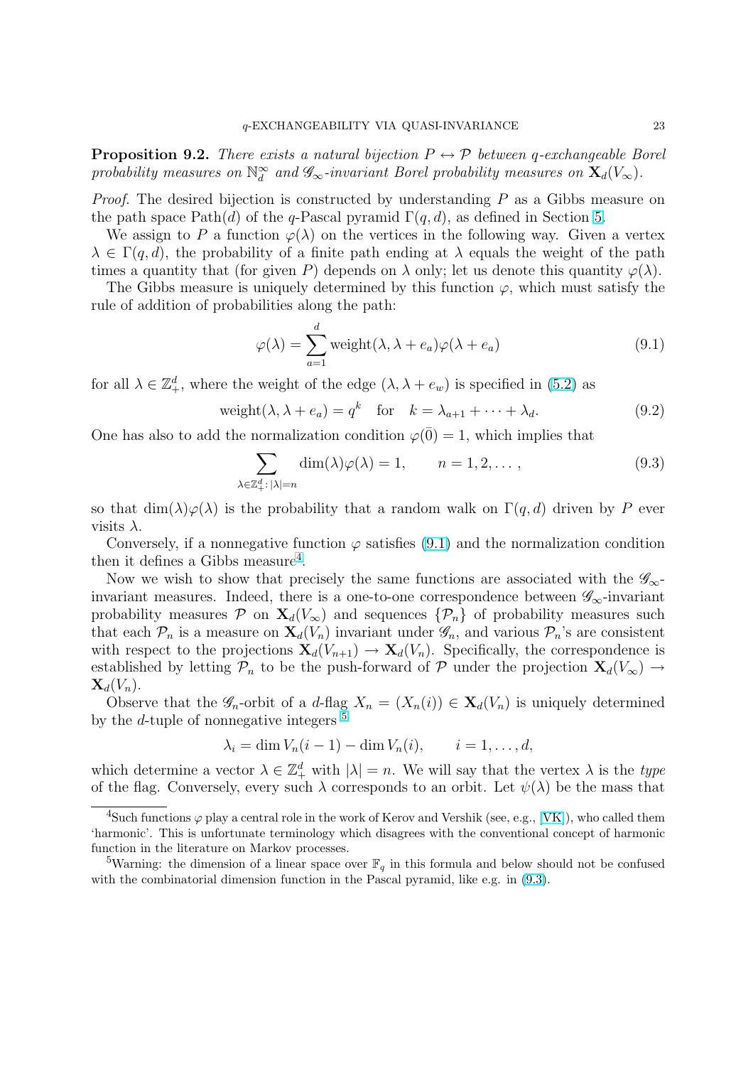**Proposition 9.2.** *There exists a natural bijection $P \leftrightarrow \mathcal{P}$ between $q$-exchangeable Borel probability measures on $\mathbb{N}_d^\infty$ and $\mathscr{G}_\infty$-invariant Borel probability measures on $\mathbf{X}_d(V_\infty)$.*

*Proof.* The desired bijection is constructed by understanding $P$ as a Gibbs measure on the path space $\operatorname{Path}(d)$ of the $q$-Pascal pyramid $\Gamma(q,d)$, as defined in Section 5.

We assign to $P$ a function $\varphi(\lambda)$ on the vertices in the following way. Given a vertex $\lambda \in \Gamma(q,d)$, the probability of a finite path ending at $\lambda$ equals the weight of the path times a quantity that (for given $P$) depends on $\lambda$ only; let us denote this quantity $\varphi(\lambda)$.

The Gibbs measure is uniquely determined by this function $\varphi$, which must satisfy the rule of addition of probabilities along the path:

$$\varphi(\lambda) = \sum_{a=1}^{d} \operatorname{weight}(\lambda, \lambda + e_a)\varphi(\lambda + e_a) \tag{9.1}$$

for all $\lambda \in \mathbb{Z}_+^d$, where the weight of the edge $(\lambda, \lambda + e_w)$ is specified in (5.2) as

$$\operatorname{weight}(\lambda, \lambda + e_a) = q^k \quad \text{for} \quad k = \lambda_{a+1} + \cdots + \lambda_d. \tag{9.2}$$

One has also to add the normalization condition $\varphi(\bar{0}) = 1$, which implies that

$$\sum_{\lambda \in \mathbb{Z}_+^d : |\lambda| = n} \dim(\lambda)\varphi(\lambda) = 1, \qquad n = 1, 2, \dots, \tag{9.3}$$

so that $\dim(\lambda)\varphi(\lambda)$ is the probability that a random walk on $\Gamma(q,d)$ driven by $P$ ever visits $\lambda$.

Conversely, if a nonnegative function $\varphi$ satisfies (9.1) and the normalization condition then it defines a Gibbs measure[4].

Now we wish to show that precisely the same functions are associated with the $\mathscr{G}_\infty$-invariant measures. Indeed, there is a one-to-one correspondence between $\mathscr{G}_\infty$-invariant probability measures $\mathcal{P}$ on $\mathbf{X}_d(V_\infty)$ and sequences $\{\mathcal{P}_n\}$ of probability measures such that each $\mathcal{P}_n$ is a measure on $\mathbf{X}_d(V_n)$ invariant under $\mathscr{G}_n$, and various $\mathcal{P}_n$'s are consistent with respect to the projections $\mathbf{X}_d(V_{n+1}) \to \mathbf{X}_d(V_n)$. Specifically, the correspondence is established by letting $\mathcal{P}_n$ to be the push-forward of $\mathcal{P}$ under the projection $\mathbf{X}_d(V_\infty) \to \mathbf{X}_d(V_n)$.

Observe that the $\mathscr{G}_n$-orbit of a $d$-flag $X_n = (X_n(i)) \in \mathbf{X}_d(V_n)$ is uniquely determined by the $d$-tuple of nonnegative integers [5]

$$\lambda_i = \dim V_n(i-1) - \dim V_n(i), \qquad i = 1, \dots, d,$$

which determine a vector $\lambda \in \mathbb{Z}_+^d$ with $|\lambda| = n$. We will say that the vertex $\lambda$ is the *type* of the flag. Conversely, every such $\lambda$ corresponds to an orbit. Let $\psi(\lambda)$ be the mass that

---

[4] Such functions $\varphi$ play a central role in the work of Kerov and Vershik (see, e.g., [VK]), who called them 'harmonic'. This is unfortunate terminology which disagrees with the conventional concept of harmonic function in the literature on Markov processes.

[5] Warning: the dimension of a linear space over $\mathbb{F}_q$ in this formula and below should not be confused with the combinatorial dimension function in the Pascal pyramid, like e.g. in (9.3).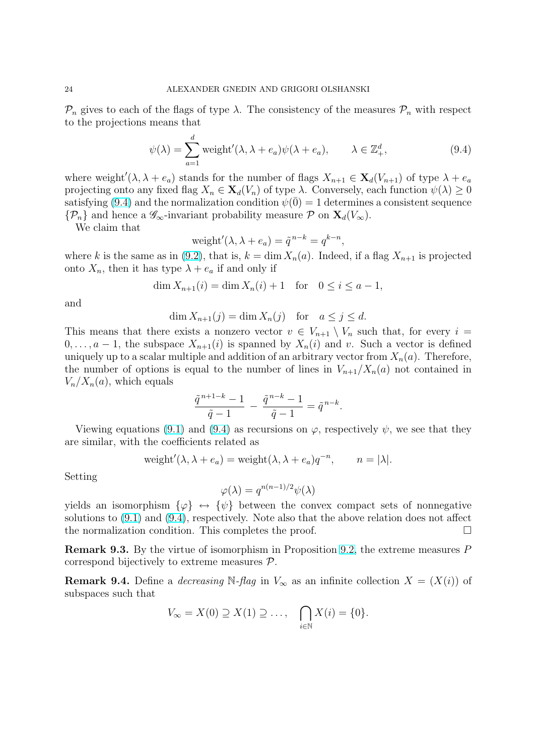$\mathcal{P}_n$ gives to each of the flags of type $\lambda$. The consistency of the measures $\mathcal{P}_n$ with respect to the projections means that

$$\psi(\lambda) = \sum_{a=1}^{d} \text{weight}'(\lambda, \lambda + e_a)\psi(\lambda + e_a), \qquad \lambda \in \mathbb{Z}_+^d, \tag{9.4}$$

where $\text{weight}'(\lambda, \lambda + e_a)$ stands for the number of flags $X_{n+1} \in \mathbf{X}_d(V_{n+1})$ of type $\lambda + e_a$ projecting onto any fixed flag $X_n \in \mathbf{X}_d(V_n)$ of type $\lambda$. Conversely, each function $\psi(\lambda) \geq 0$ satisfying (9.4) and the normalization condition $\psi(\bar{0}) = 1$ determines a consistent sequence $\{\mathcal{P}_n\}$ and hence a $\mathscr{G}_\infty$-invariant probability measure $\mathcal{P}$ on $\mathbf{X}_d(V_\infty)$.

We claim that

$$\text{weight}'(\lambda, \lambda + e_a) = \tilde{q}^{\,n-k} = q^{k-n},$$

where $k$ is the same as in (9.2), that is, $k = \dim X_n(a)$. Indeed, if a flag $X_{n+1}$ is projected onto $X_n$, then it has type $\lambda + e_a$ if and only if

$$\dim X_{n+1}(i) = \dim X_n(i) + 1 \quad \text{for} \quad 0 \leq i \leq a-1,$$

and

$$\dim X_{n+1}(j) = \dim X_n(j) \quad \text{for} \quad a \leq j \leq d.$$

This means that there exists a nonzero vector $v \in V_{n+1} \setminus V_n$ such that, for every $i = 0, \dots, a-1$, the subspace $X_{n+1}(i)$ is spanned by $X_n(i)$ and $v$. Such a vector is defined uniquely up to a scalar multiple and addition of an arbitrary vector from $X_n(a)$. Therefore, the number of options is equal to the number of lines in $V_{n+1}/X_n(a)$ not contained in $V_n/X_n(a)$, which equals

$$\frac{\tilde{q}^{\,n+1-k} - 1}{\tilde{q} - 1} - \frac{\tilde{q}^{\,n-k} - 1}{\tilde{q} - 1} = \tilde{q}^{\,n-k}.$$

Viewing equations (9.1) and (9.4) as recursions on $\varphi$, respectively $\psi$, we see that they are similar, with the coefficients related as

$$\text{weight}'(\lambda, \lambda + e_a) = \text{weight}(\lambda, \lambda + e_a) q^{-n}, \qquad n = |\lambda|.$$

Setting

$$\varphi(\lambda) = q^{n(n-1)/2}\psi(\lambda)$$

yields an isomorphism $\{\varphi\} \leftrightarrow \{\psi\}$ between the convex compact sets of nonnegative solutions to (9.1) and (9.4), respectively. Note also that the above relation does not affect the normalization condition. This completes the proof. $\square$

**Remark 9.3.** By the virtue of isomorphism in Proposition 9.2, the extreme measures $P$ correspond bijectively to extreme measures $\mathcal{P}$.

**Remark 9.4.** Define a *decreasing* $\mathbb{N}$*-flag* in $V_\infty$ as an infinite collection $X = (X(i))$ of subspaces such that

$$V_\infty = X(0) \supseteq X(1) \supseteq \dots, \quad \bigcap_{i \in \mathbb{N}} X(i) = \{0\}.$$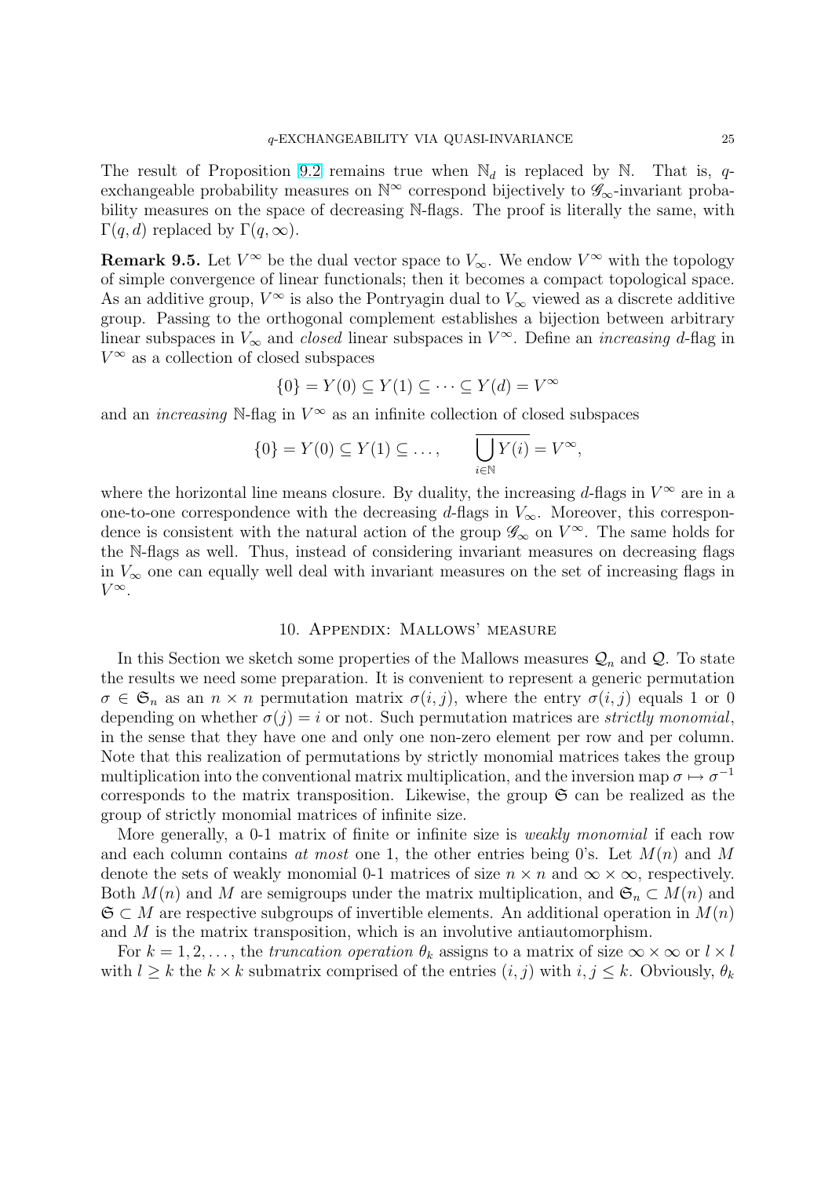The result of Proposition 9.2 remains true when $\mathbb{N}_d$ is replaced by $\mathbb{N}$. That is, $q$-exchangeable probability measures on $\mathbb{N}^\infty$ correspond bijectively to $\mathscr{G}_\infty$-invariant probability measures on the space of decreasing $\mathbb{N}$-flags. The proof is literally the same, with $\Gamma(q,d)$ replaced by $\Gamma(q,\infty)$.

**Remark 9.5.** Let $V^\infty$ be the dual vector space to $V_\infty$. We endow $V^\infty$ with the topology of simple convergence of linear functionals; then it becomes a compact topological space. As an additive group, $V^\infty$ is also the Pontryagin dual to $V_\infty$ viewed as a discrete additive group. Passing to the orthogonal complement establishes a bijection between arbitrary linear subspaces in $V_\infty$ and *closed* linear subspaces in $V^\infty$. Define an *increasing* $d$-flag in $V^\infty$ as a collection of closed subspaces

$$\{0\} = Y(0) \subseteq Y(1) \subseteq \cdots \subseteq Y(d) = V^\infty$$

and an *increasing* $\mathbb{N}$-flag in $V^\infty$ as an infinite collection of closed subspaces

$$\{0\} = Y(0) \subseteq Y(1) \subseteq \dots, \qquad \overline{\bigcup_{i\in\mathbb{N}} Y(i)} = V^\infty,$$

where the horizontal line means closure. By duality, the increasing $d$-flags in $V^\infty$ are in a one-to-one correspondence with the decreasing $d$-flags in $V_\infty$. Moreover, this correspondence is consistent with the natural action of the group $\mathscr{G}_\infty$ on $V^\infty$. The same holds for the $\mathbb{N}$-flags as well. Thus, instead of considering invariant measures on decreasing flags in $V_\infty$ one can equally well deal with invariant measures on the set of increasing flags in $V^\infty$.

## 10. Appendix: Mallows' measure

In this Section we sketch some properties of the Mallows measures $\mathcal{Q}_n$ and $\mathcal{Q}$. To state the results we need some preparation. It is convenient to represent a generic permutation $\sigma \in \mathfrak{S}_n$ as an $n \times n$ permutation matrix $\sigma(i,j)$, where the entry $\sigma(i,j)$ equals 1 or 0 depending on whether $\sigma(j) = i$ or not. Such permutation matrices are *strictly monomial*, in the sense that they have one and only one non-zero element per row and per column. Note that this realization of permutations by strictly monomial matrices takes the group multiplication into the conventional matrix multiplication, and the inversion map $\sigma \mapsto \sigma^{-1}$ corresponds to the matrix transposition. Likewise, the group $\mathfrak{S}$ can be realized as the group of strictly monomial matrices of infinite size.

More generally, a 0-1 matrix of finite or infinite size is *weakly monomial* if each row and each column contains *at most* one 1, the other entries being 0's. Let $M(n)$ and $M$ denote the sets of weakly monomial 0-1 matrices of size $n \times n$ and $\infty \times \infty$, respectively. Both $M(n)$ and $M$ are semigroups under the matrix multiplication, and $\mathfrak{S}_n \subset M(n)$ and $\mathfrak{S} \subset M$ are respective subgroups of invertible elements. An additional operation in $M(n)$ and $M$ is the matrix transposition, which is an involutive antiautomorphism.

For $k = 1, 2, \dots$, the *truncation operation* $\theta_k$ assigns to a matrix of size $\infty \times \infty$ or $l \times l$ with $l \geq k$ the $k \times k$ submatrix comprised of the entries $(i,j)$ with $i, j \leq k$. Obviously, $\theta_k$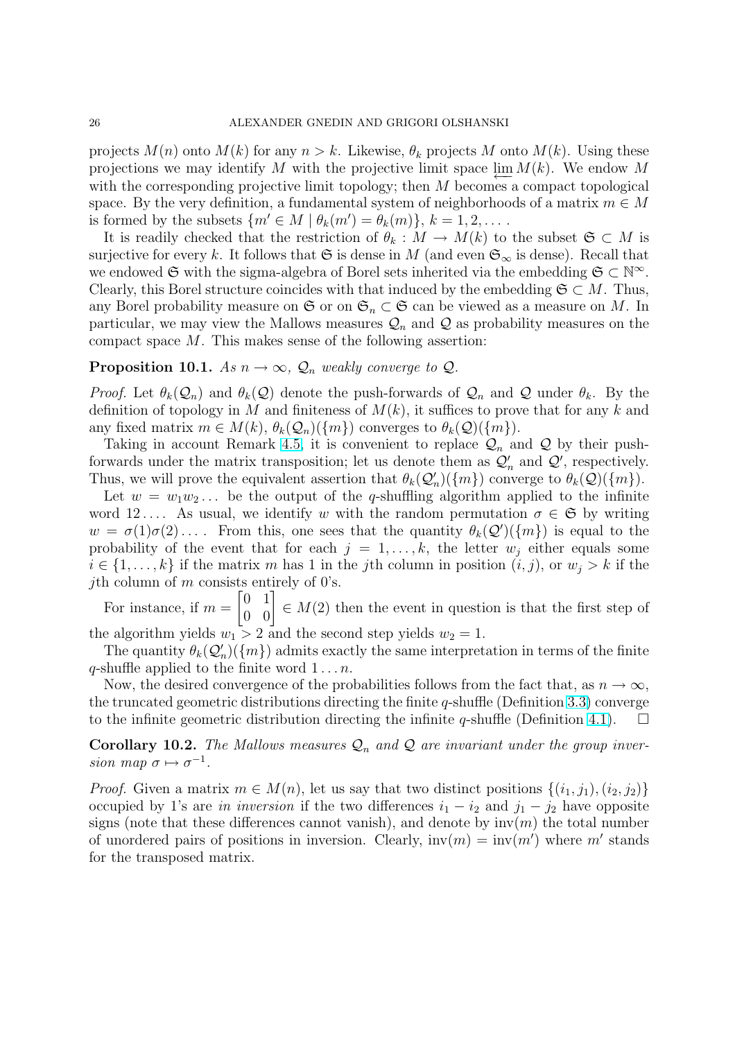projects $M(n)$ onto $M(k)$ for any $n > k$. Likewise, $\theta_k$ projects $M$ onto $M(k)$. Using these projections we may identify $M$ with the projective limit space $\varprojlim M(k)$. We endow $M$ with the corresponding projective limit topology; then $M$ becomes a compact topological space. By the very definition, a fundamental system of neighborhoods of a matrix $m \in M$ is formed by the subsets $\{m' \in M \mid \theta_k(m') = \theta_k(m)\}$, $k = 1, 2, \dots$.

It is readily checked that the restriction of $\theta_k : M \to M(k)$ to the subset $\mathfrak{S} \subset M$ is surjective for every $k$. It follows that $\mathfrak{S}$ is dense in $M$ (and even $\mathfrak{S}_\infty$ is dense). Recall that we endowed $\mathfrak{S}$ with the sigma-algebra of Borel sets inherited via the embedding $\mathfrak{S} \subset \mathbb{N}^\infty$. Clearly, this Borel structure coincides with that induced by the embedding $\mathfrak{S} \subset M$. Thus, any Borel probability measure on $\mathfrak{S}$ or on $\mathfrak{S}_n \subset \mathfrak{S}$ can be viewed as a measure on $M$. In particular, we may view the Mallows measures $\mathcal{Q}_n$ and $\mathcal{Q}$ as probability measures on the compact space $M$. This makes sense of the following assertion:

**Proposition 10.1.** *As $n \to \infty$, $\mathcal{Q}_n$ weakly converge to $\mathcal{Q}$.*

*Proof.* Let $\theta_k(\mathcal{Q}_n)$ and $\theta_k(\mathcal{Q})$ denote the push-forwards of $\mathcal{Q}_n$ and $\mathcal{Q}$ under $\theta_k$. By the definition of topology in $M$ and finiteness of $M(k)$, it suffices to prove that for any $k$ and any fixed matrix $m \in M(k)$, $\theta_k(\mathcal{Q}_n)(\{m\})$ converges to $\theta_k(\mathcal{Q})(\{m\})$.

Taking in account Remark 4.5, it is convenient to replace $\mathcal{Q}_n$ and $\mathcal{Q}$ by their push-forwards under the matrix transposition; let us denote them as $\mathcal{Q}'_n$ and $\mathcal{Q}'$, respectively. Thus, we will prove the equivalent assertion that $\theta_k(\mathcal{Q}'_n)(\{m\})$ converge to $\theta_k(\mathcal{Q})(\{m\})$.

Let $w = w_1 w_2 \dots$ be the output of the $q$-shuffling algorithm applied to the infinite word $12\dots$. As usual, we identify $w$ with the random permutation $\sigma \in \mathfrak{S}$ by writing $w = \sigma(1)\sigma(2)\dots$. From this, one sees that the quantity $\theta_k(\mathcal{Q}')(\{m\})$ is equal to the probability of the event that for each $j = 1, \dots, k$, the letter $w_j$ either equals some $i \in \{1, \dots, k\}$ if the matrix $m$ has 1 in the $j$th column in position $(i, j)$, or $w_j > k$ if the $j$th column of $m$ consists entirely of 0's.

For instance, if $m = \begin{bmatrix} 0 & 1 \\ 0 & 0 \end{bmatrix} \in M(2)$ then the event in question is that the first step of the algorithm yields $w_1 > 2$ and the second step yields $w_2 = 1$.

The quantity $\theta_k(\mathcal{Q}'_n)(\{m\})$ admits exactly the same interpretation in terms of the finite $q$-shuffle applied to the finite word $1 \dots n$.

Now, the desired convergence of the probabilities follows from the fact that, as $n \to \infty$, the truncated geometric distributions directing the finite $q$-shuffle (Definition 3.3) converge to the infinite geometric distribution directing the infinite $q$-shuffle (Definition 4.1). $\square$

**Corollary 10.2.** *The Mallows measures $\mathcal{Q}_n$ and $\mathcal{Q}$ are invariant under the group inversion map $\sigma \mapsto \sigma^{-1}$.*

*Proof.* Given a matrix $m \in M(n)$, let us say that two distinct positions $\{(i_1, j_1), (i_2, j_2)\}$ occupied by 1's are *in inversion* if the two differences $i_1 - i_2$ and $j_1 - j_2$ have opposite signs (note that these differences cannot vanish), and denote by $\mathrm{inv}(m)$ the total number of unordered pairs of positions in inversion. Clearly, $\mathrm{inv}(m) = \mathrm{inv}(m')$ where $m'$ stands for the transposed matrix.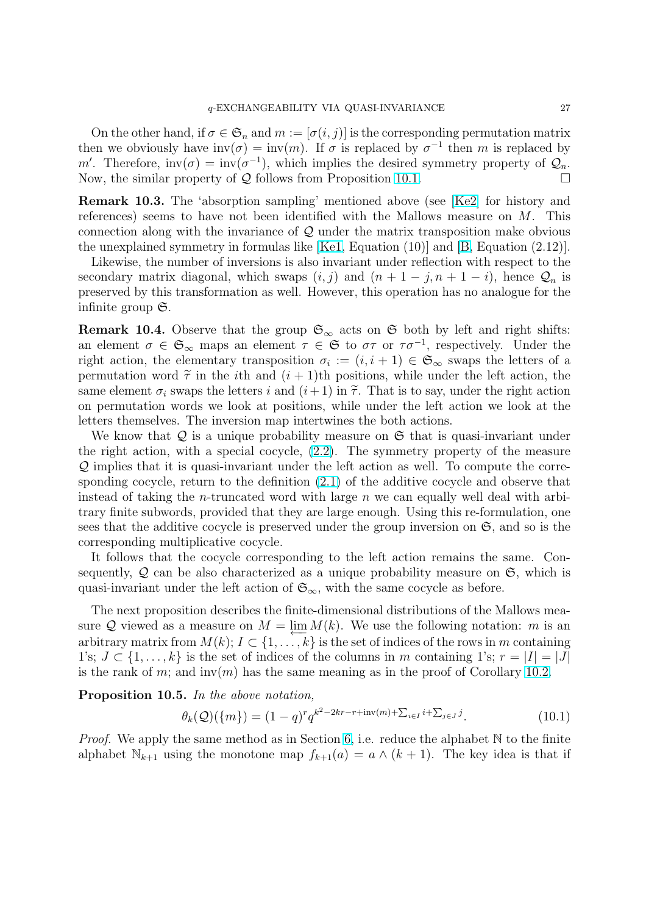On the other hand, if $\sigma \in \mathfrak{S}_n$ and $m := [\sigma(i,j)]$ is the corresponding permutation matrix then we obviously have $\operatorname{inv}(\sigma) = \operatorname{inv}(m)$. If $\sigma$ is replaced by $\sigma^{-1}$ then $m$ is replaced by $m'$. Therefore, $\operatorname{inv}(\sigma) = \operatorname{inv}(\sigma^{-1})$, which implies the desired symmetry property of $\mathcal{Q}_n$. Now, the similar property of $\mathcal{Q}$ follows from Proposition 10.1. □

**Remark 10.3.** The 'absorption sampling' mentioned above (see [Ke2] for history and references) seems to have not been identified with the Mallows measure on $M$. This connection along with the invariance of $\mathcal{Q}$ under the matrix transposition make obvious the unexplained symmetry in formulas like [Ke1, Equation (10)] and [B, Equation (2.12)].

Likewise, the number of inversions is also invariant under reflection with respect to the secondary matrix diagonal, which swaps $(i,j)$ and $(n+1-j, n+1-i)$, hence $\mathcal{Q}_n$ is preserved by this transformation as well. However, this operation has no analogue for the infinite group $\mathfrak{S}$.

**Remark 10.4.** Observe that the group $\mathfrak{S}_\infty$ acts on $\mathfrak{S}$ both by left and right shifts: an element $\sigma \in \mathfrak{S}_\infty$ maps an element $\tau \in \mathfrak{S}$ to $\sigma\tau$ or $\tau\sigma^{-1}$, respectively. Under the right action, the elementary transposition $\sigma_i := (i, i+1) \in \mathfrak{S}_\infty$ swaps the letters of a permutation word $\widetilde{\tau}$ in the $i$th and $(i+1)$th positions, while under the left action, the same element $\sigma_i$ swaps the letters $i$ and $(i+1)$ in $\widetilde{\tau}$. That is to say, under the right action on permutation words we look at positions, while under the left action we look at the letters themselves. The inversion map intertwines the both actions.

We know that $\mathcal{Q}$ is a unique probability measure on $\mathfrak{S}$ that is quasi-invariant under the right action, with a special cocycle, (2.2). The symmetry property of the measure $\mathcal{Q}$ implies that it is quasi-invariant under the left action as well. To compute the corresponding cocycle, return to the definition (2.1) of the additive cocycle and observe that instead of taking the $n$-truncated word with large $n$ we can equally well deal with arbitrary finite subwords, provided that they are large enough. Using this re-formulation, one sees that the additive cocycle is preserved under the group inversion on $\mathfrak{S}$, and so is the corresponding multiplicative cocycle.

It follows that the cocycle corresponding to the left action remains the same. Consequently, $\mathcal{Q}$ can be also characterized as a unique probability measure on $\mathfrak{S}$, which is quasi-invariant under the left action of $\mathfrak{S}_\infty$, with the same cocycle as before.

The next proposition describes the finite-dimensional distributions of the Mallows measure $\mathcal{Q}$ viewed as a measure on $M = \varprojlim M(k)$. We use the following notation: $m$ is an arbitrary matrix from $M(k)$; $I \subset \{1, \dots, k\}$ is the set of indices of the rows in $m$ containing 1's; $J \subset \{1, \dots, k\}$ is the set of indices of the columns in $m$ containing 1's; $r = |I| = |J|$ is the rank of $m$; and $\operatorname{inv}(m)$ has the same meaning as in the proof of Corollary 10.2.

**Proposition 10.5.** *In the above notation,*

$$\theta_k(\mathcal{Q})(\{m\}) = (1-q)^r q^{k^2 - 2kr - r + \operatorname{inv}(m) + \sum_{i \in I} i + \sum_{j \in J} j}. \tag{10.1}$$

*Proof.* We apply the same method as in Section 6, i.e. reduce the alphabet $\mathbb{N}$ to the finite alphabet $\mathbb{N}_{k+1}$ using the monotone map $f_{k+1}(a) = a \wedge (k+1)$. The key idea is that if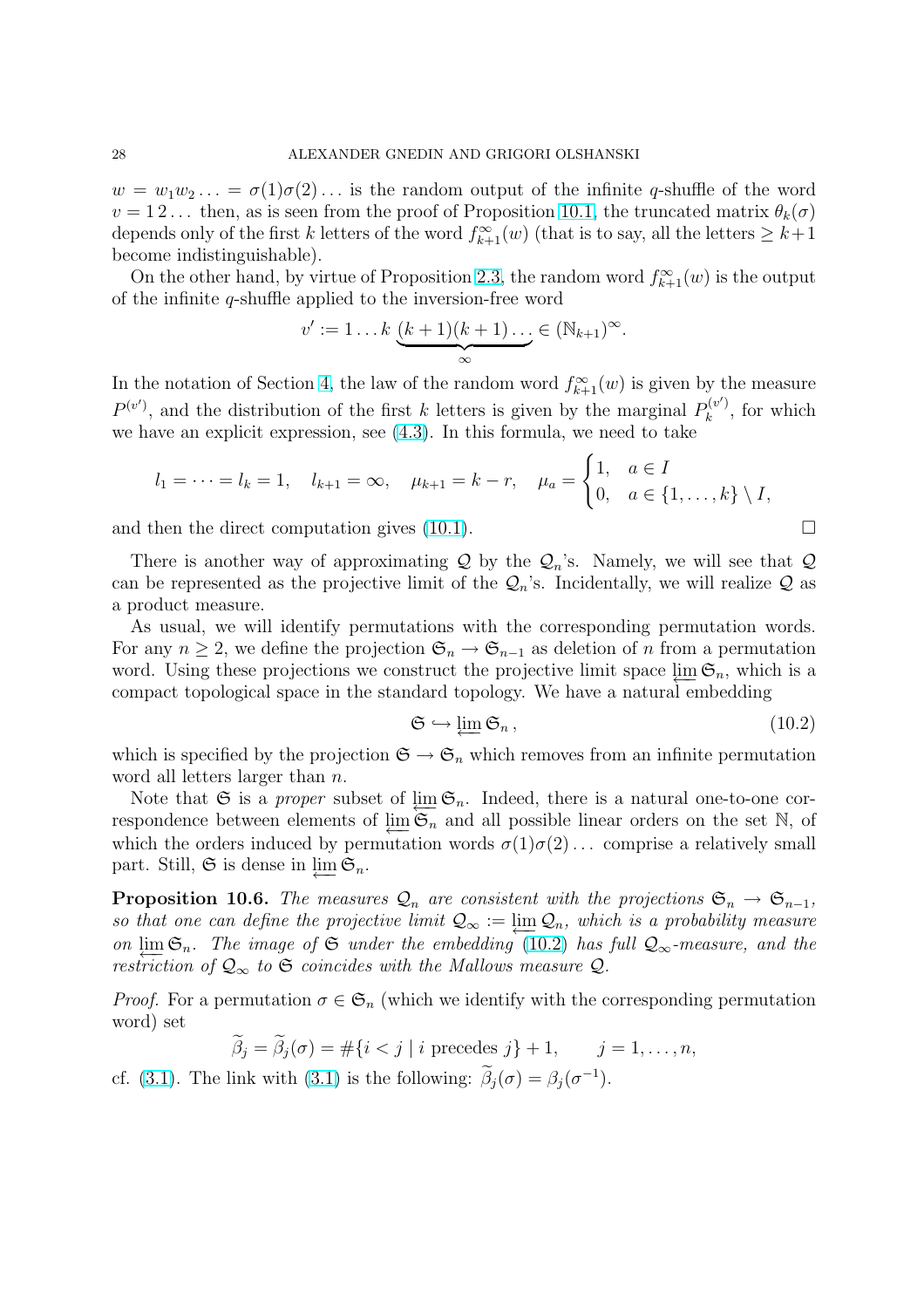$w = w_1 w_2 \ldots = \sigma(1)\sigma(2)\ldots$ is the random output of the infinite $q$-shuffle of the word $v = 1\,2\ldots$ then, as is seen from the proof of Proposition 10.1, the truncated matrix $\theta_k(\sigma)$ depends only of the first $k$ letters of the word $f^{\infty}_{k+1}(w)$ (that is to say, all the letters $\geq k+1$ become indistinguishable).

On the other hand, by virtue of Proposition 2.3, the random word $f^{\infty}_{k+1}(w)$ is the output of the infinite $q$-shuffle applied to the inversion-free word

$$v' := 1\ldots k\, \underbrace{(k+1)(k+1)\ldots}_{\infty} \in (\mathbb{N}_{k+1})^{\infty}.$$

In the notation of Section 4, the law of the random word $f^{\infty}_{k+1}(w)$ is given by the measure $P^{(v')}$, and the distribution of the first $k$ letters is given by the marginal $P^{(v')}_k$, for which we have an explicit expression, see (4.3). In this formula, we need to take

$$l_1 = \cdots = l_k = 1, \quad l_{k+1} = \infty, \quad \mu_{k+1} = k - r, \quad \mu_a = \begin{cases} 1, & a \in I \\ 0, & a \in \{1,\ldots,k\} \setminus I, \end{cases}$$

and then the direct computation gives (10.1). $\square$

There is another way of approximating $\mathcal{Q}$ by the $\mathcal{Q}_n$'s. Namely, we will see that $\mathcal{Q}$ can be represented as the projective limit of the $\mathcal{Q}_n$'s. Incidentally, we will realize $\mathcal{Q}$ as a product measure.

As usual, we will identify permutations with the corresponding permutation words. For any $n \geq 2$, we define the projection $\mathfrak{S}_n \to \mathfrak{S}_{n-1}$ as deletion of $n$ from a permutation word. Using these projections we construct the projective limit space $\varprojlim \mathfrak{S}_n$, which is a compact topological space in the standard topology. We have a natural embedding

$$\mathfrak{S} \hookrightarrow \varprojlim \mathfrak{S}_n\,, \tag{10.2}$$

which is specified by the projection $\mathfrak{S} \to \mathfrak{S}_n$ which removes from an infinite permutation word all letters larger than $n$.

Note that $\mathfrak{S}$ is a *proper* subset of $\varprojlim \mathfrak{S}_n$. Indeed, there is a natural one-to-one correspondence between elements of $\varprojlim \mathfrak{S}_n$ and all possible linear orders on the set $\mathbb{N}$, of which the orders induced by permutation words $\sigma(1)\sigma(2)\ldots$ comprise a relatively small part. Still, $\mathfrak{S}$ is dense in $\varprojlim \mathfrak{S}_n$.

**Proposition 10.6.** *The measures $\mathcal{Q}_n$ are consistent with the projections $\mathfrak{S}_n \to \mathfrak{S}_{n-1}$, so that one can define the projective limit $\mathcal{Q}_\infty := \varprojlim \mathcal{Q}_n$, which is a probability measure on $\varprojlim \mathfrak{S}_n$. The image of $\mathfrak{S}$ under the embedding (10.2) has full $\mathcal{Q}_\infty$-measure, and the restriction of $\mathcal{Q}_\infty$ to $\mathfrak{S}$ coincides with the Mallows measure $\mathcal{Q}$.*

*Proof.* For a permutation $\sigma \in \mathfrak{S}_n$ (which we identify with the corresponding permutation word) set

$$\widetilde{\beta}_j = \widetilde{\beta}_j(\sigma) = \#\{i < j \mid i \text{ precedes } j\} + 1, \qquad j = 1,\ldots,n,$$

cf. (3.1). The link with (3.1) is the following: $\widetilde{\beta}_j(\sigma) = \beta_j(\sigma^{-1})$.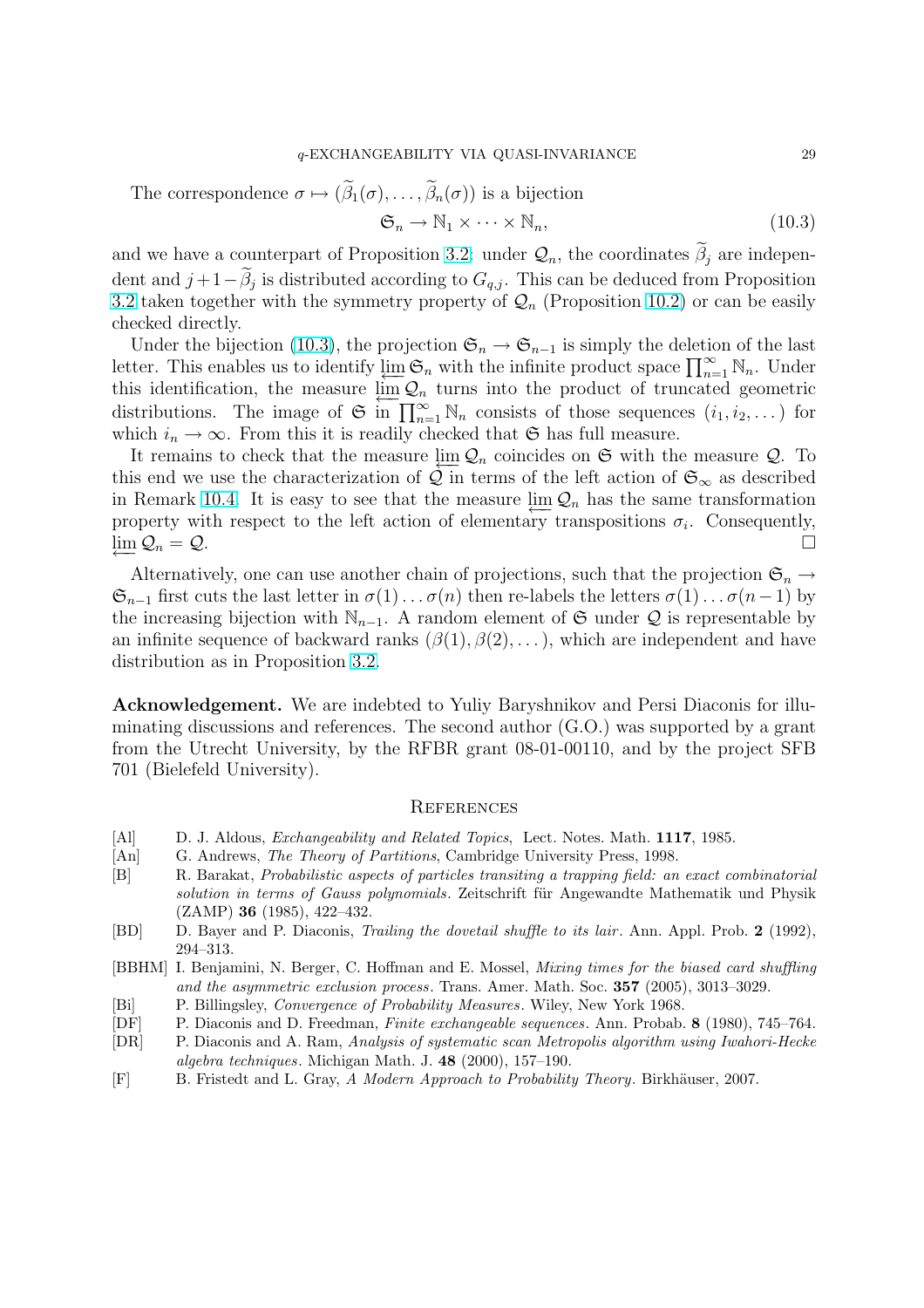The correspondence $\sigma \mapsto (\widetilde{\beta}_1(\sigma), \dots, \widetilde{\beta}_n(\sigma))$ is a bijection

$$\mathfrak{S}_n \to \mathbb{N}_1 \times \cdots \times \mathbb{N}_n, \tag{10.3}$$

and we have a counterpart of Proposition 3.2: under $\mathcal{Q}_n$, the coordinates $\widetilde{\beta}_j$ are independent and $j+1-\widetilde{\beta}_j$ is distributed according to $G_{q,j}$. This can be deduced from Proposition 3.2 taken together with the symmetry property of $\mathcal{Q}_n$ (Proposition 10.2) or can be easily checked directly.

Under the bijection (10.3), the projection $\mathfrak{S}_n \to \mathfrak{S}_{n-1}$ is simply the deletion of the last letter. This enables us to identify $\varprojlim \mathfrak{S}_n$ with the infinite product space $\prod_{n=1}^{\infty} \mathbb{N}_n$. Under this identification, the measure $\varprojlim \mathcal{Q}_n$ turns into the product of truncated geometric distributions. The image of $\mathfrak{S}$ in $\prod_{n=1}^{\infty} \mathbb{N}_n$ consists of those sequences $(i_1, i_2, \dots)$ for which $i_n \to \infty$. From this it is readily checked that $\mathfrak{S}$ has full measure.

It remains to check that the measure $\varprojlim \mathcal{Q}_n$ coincides on $\mathfrak{S}$ with the measure $\mathcal{Q}$. To this end we use the characterization of $\mathcal{Q}$ in terms of the left action of $\mathfrak{S}_\infty$ as described in Remark 10.4. It is easy to see that the measure $\varprojlim \mathcal{Q}_n$ has the same transformation property with respect to the left action of elementary transpositions $\sigma_i$. Consequently, $\varprojlim \mathcal{Q}_n = \mathcal{Q}$. □

Alternatively, one can use another chain of projections, such that the projection $\mathfrak{S}_n \to \mathfrak{S}_{n-1}$ first cuts the last letter in $\sigma(1)\dots\sigma(n)$ then re-labels the letters $\sigma(1)\dots\sigma(n-1)$ by the increasing bijection with $\mathbb{N}_{n-1}$. A random element of $\mathfrak{S}$ under $\mathcal{Q}$ is representable by an infinite sequence of backward ranks $(\beta(1), \beta(2), \dots)$, which are independent and have distribution as in Proposition 3.2.

**Acknowledgement.** We are indebted to Yuliy Baryshnikov and Persi Diaconis for illuminating discussions and references. The second author (G.O.) was supported by a grant from the Utrecht University, by the RFBR grant 08-01-00110, and by the project SFB 701 (Bielefeld University).

## References

- [Al] D. J. Aldous, *Exchangeability and Related Topics*, Lect. Notes. Math. **1117**, 1985.
- [An] G. Andrews, *The Theory of Partitions*, Cambridge University Press, 1998.
- [B] R. Barakat, *Probabilistic aspects of particles transiting a trapping field: an exact combinatorial solution in terms of Gauss polynomials*. Zeitschrift für Angewandte Mathematik und Physik (ZAMP) **36** (1985), 422–432.
- [BD] D. Bayer and P. Diaconis, *Trailing the dovetail shuffle to its lair*. Ann. Appl. Prob. **2** (1992), 294–313.
- [BBHM] I. Benjamini, N. Berger, C. Hoffman and E. Mossel, *Mixing times for the biased card shuffling and the asymmetric exclusion process*. Trans. Amer. Math. Soc. **357** (2005), 3013–3029.
- [Bi] P. Billingsley, *Convergence of Probability Measures*. Wiley, New York 1968.
- [DF] P. Diaconis and D. Freedman, *Finite exchangeable sequences*. Ann. Probab. **8** (1980), 745–764.
- [DR] P. Diaconis and A. Ram, *Analysis of systematic scan Metropolis algorithm using Iwahori-Hecke algebra techniques*. Michigan Math. J. **48** (2000), 157–190.
- [F] B. Fristedt and L. Gray, *A Modern Approach to Probability Theory*. Birkhäuser, 2007.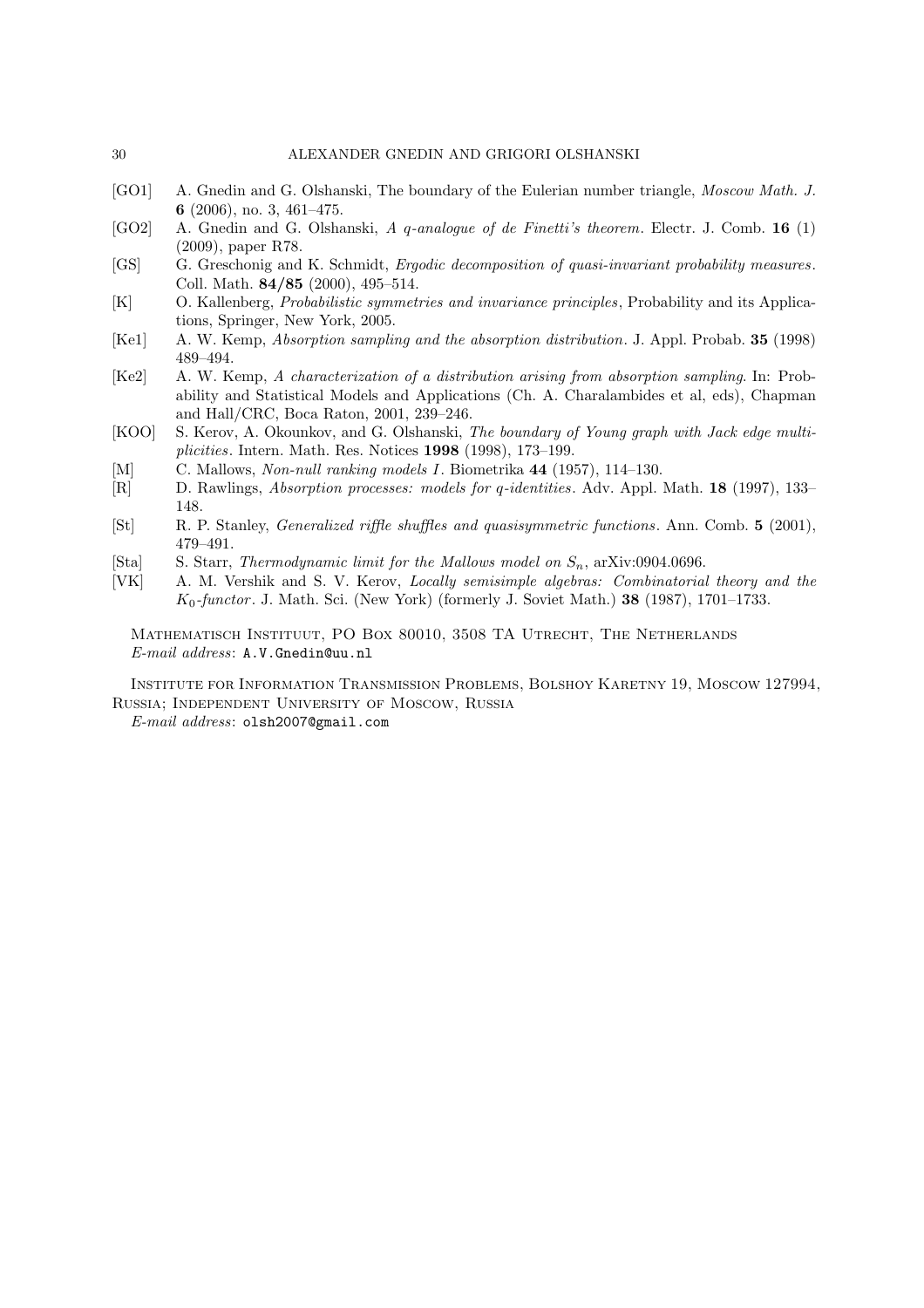[GO1] A. Gnedin and G. Olshanski, The boundary of the Eulerian number triangle, *Moscow Math. J.* **6** (2006), no. 3, 461–475.

[GO2] A. Gnedin and G. Olshanski, *A q-analogue of de Finetti's theorem*. Electr. J. Comb. **16** (1) (2009), paper R78.

[GS] G. Greschonig and K. Schmidt, *Ergodic decomposition of quasi-invariant probability measures*. Coll. Math. **84/85** (2000), 495–514.

[K] O. Kallenberg, *Probabilistic symmetries and invariance principles*, Probability and its Applications, Springer, New York, 2005.

[Ke1] A. W. Kemp, *Absorption sampling and the absorption distribution*. J. Appl. Probab. **35** (1998) 489–494.

[Ke2] A. W. Kemp, *A characterization of a distribution arising from absorption sampling*. In: Probability and Statistical Models and Applications (Ch. A. Charalambides et al, eds), Chapman and Hall/CRC, Boca Raton, 2001, 239–246.

[KOO] S. Kerov, A. Okounkov, and G. Olshanski, *The boundary of Young graph with Jack edge multiplicities*. Intern. Math. Res. Notices **1998** (1998), 173–199.

[M] C. Mallows, *Non-null ranking models I*. Biometrika **44** (1957), 114–130.

[R] D. Rawlings, *Absorption processes: models for q-identities*. Adv. Appl. Math. **18** (1997), 133–148.

[St] R. P. Stanley, *Generalized riffle shuffles and quasisymmetric functions*. Ann. Comb. **5** (2001), 479–491.

[Sta] S. Starr, *Thermodynamic limit for the Mallows model on $S_n$*, arXiv:0904.0696.

[VK] A. M. Vershik and S. V. Kerov, *Locally semisimple algebras: Combinatorial theory and the $K_0$-functor*. J. Math. Sci. (New York) (formerly J. Soviet Math.) **38** (1987), 1701–1733.

Mathematisch Instituut, PO Box 80010, 3508 TA Utrecht, The Netherlands
*E-mail address*: A.V.Gnedin@uu.nl

Institute for Information Transmission Problems, Bolshoy Karetny 19, Moscow 127994, Russia; Independent University of Moscow, Russia
*E-mail address*: olsh2007@gmail.com